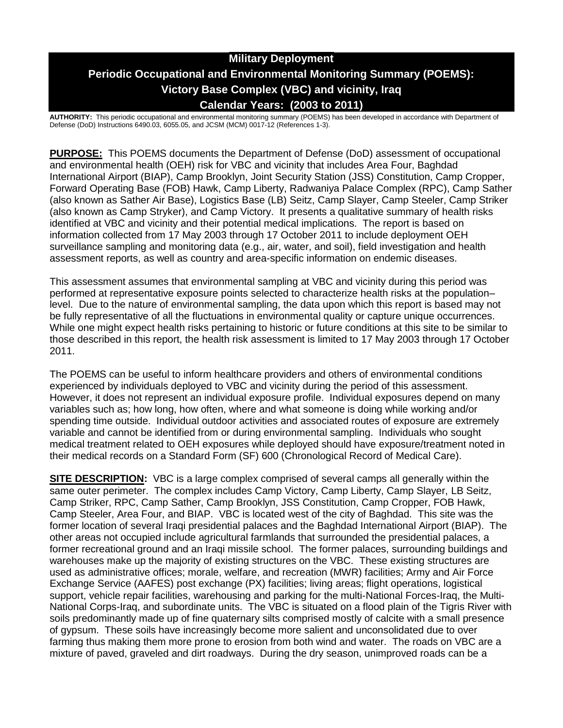# Military Deployment
# Periodic Occupational and Environmental Monitoring Summary (POEMS): Victory Base Complex (VBC) and vicinity, Iraq
# Calendar Years: (2003 to 2011)

**AUTHORITY:** This periodic occupational and environmental monitoring summary (POEMS) has been developed in accordance with Department of Defense (DoD) Instructions 6490.03, 6055.05, and JCSM (MCM) 0017-12 (References 1-3).

**PURPOSE:** This POEMS documents the Department of Defense (DoD) assessment of occupational and environmental health (OEH) risk for VBC and vicinity that includes Area Four, Baghdad International Airport (BIAP), Camp Brooklyn, Joint Security Station (JSS) Constitution, Camp Cropper, Forward Operating Base (FOB) Hawk, Camp Liberty, Radwaniya Palace Complex (RPC), Camp Sather (also known as Sather Air Base), Logistics Base (LB) Seitz, Camp Slayer, Camp Steeler, Camp Striker (also known as Camp Stryker), and Camp Victory. It presents a qualitative summary of health risks identified at VBC and vicinity and their potential medical implications. The report is based on information collected from 17 May 2003 through 17 October 2011 to include deployment OEH surveillance sampling and monitoring data (e.g., air, water, and soil), field investigation and health assessment reports, as well as country and area-specific information on endemic diseases.

This assessment assumes that environmental sampling at VBC and vicinity during this period was performed at representative exposure points selected to characterize health risks at the population–level. Due to the nature of environmental sampling, the data upon which this report is based may not be fully representative of all the fluctuations in environmental quality or capture unique occurrences. While one might expect health risks pertaining to historic or future conditions at this site to be similar to those described in this report, the health risk assessment is limited to 17 May 2003 through 17 October 2011.

The POEMS can be useful to inform healthcare providers and others of environmental conditions experienced by individuals deployed to VBC and vicinity during the period of this assessment. However, it does not represent an individual exposure profile. Individual exposures depend on many variables such as; how long, how often, where and what someone is doing while working and/or spending time outside. Individual outdoor activities and associated routes of exposure are extremely variable and cannot be identified from or during environmental sampling. Individuals who sought medical treatment related to OEH exposures while deployed should have exposure/treatment noted in their medical records on a Standard Form (SF) 600 (Chronological Record of Medical Care).

**SITE DESCRIPTION:** VBC is a large complex comprised of several camps all generally within the same outer perimeter. The complex includes Camp Victory, Camp Liberty, Camp Slayer, LB Seitz, Camp Striker, RPC, Camp Sather, Camp Brooklyn, JSS Constitution, Camp Cropper, FOB Hawk, Camp Steeler, Area Four, and BIAP. VBC is located west of the city of Baghdad. This site was the former location of several Iraqi presidential palaces and the Baghdad International Airport (BIAP). The other areas not occupied include agricultural farmlands that surrounded the presidential palaces, a former recreational ground and an Iraqi missile school. The former palaces, surrounding buildings and warehouses make up the majority of existing structures on the VBC. These existing structures are used as administrative offices; morale, welfare, and recreation (MWR) facilities; Army and Air Force Exchange Service (AAFES) post exchange (PX) facilities; living areas; flight operations, logistical support, vehicle repair facilities, warehousing and parking for the multi-National Forces-Iraq, the Multi-National Corps-Iraq, and subordinate units. The VBC is situated on a flood plain of the Tigris River with soils predominantly made up of fine quaternary silts comprised mostly of calcite with a small presence of gypsum. These soils have increasingly become more salient and unconsolidated due to over farming thus making them more prone to erosion from both wind and water. The roads on VBC are a mixture of paved, graveled and dirt roadways. During the dry season, unimproved roads can be a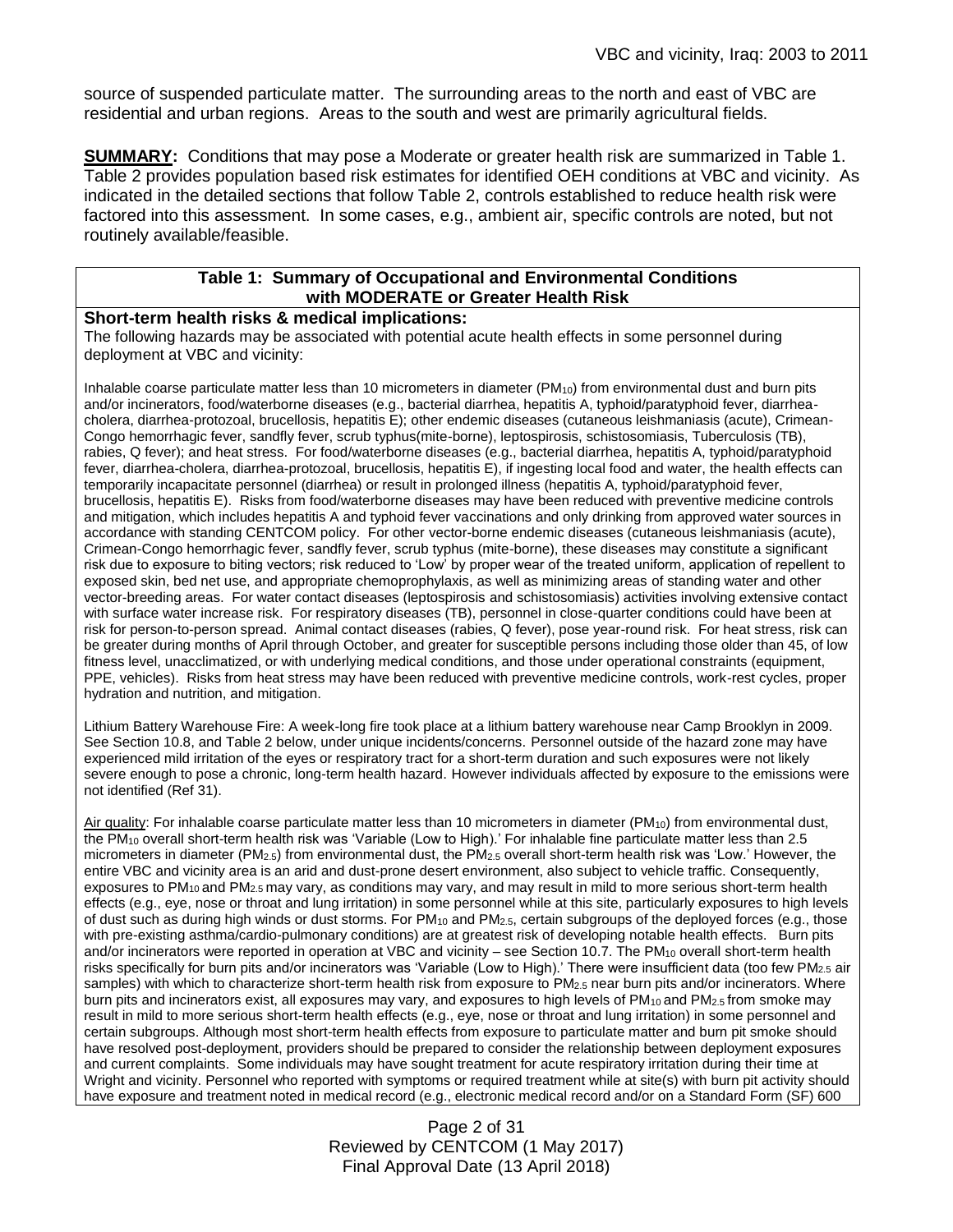source of suspended particulate matter. The surrounding areas to the north and east of VBC are residential and urban regions. Areas to the south and west are primarily agricultural fields.

**SUMMARY:** Conditions that may pose a Moderate or greater health risk are summarized in Table 1. Table 2 provides population based risk estimates for identified OEH conditions at VBC and vicinity. As indicated in the detailed sections that follow Table 2, controls established to reduce health risk were factored into this assessment. In some cases, e.g., ambient air, specific controls are noted, but not routinely available/feasible.

**Table 1: Summary of Occupational and Environmental Conditions with MODERATE or Greater Health Risk**

**Short-term health risks & medical implications:**
The following hazards may be associated with potential acute health effects in some personnel during deployment at VBC and vicinity:

Inhalable coarse particulate matter less than 10 micrometers in diameter ($PM_{10}$) from environmental dust and burn pits and/or incinerators, food/waterborne diseases (e.g., bacterial diarrhea, hepatitis A, typhoid/paratyphoid fever, diarrhea-cholera, diarrhea-protozoal, brucellosis, hepatitis E); other endemic diseases (cutaneous leishmaniasis (acute), Crimean-Congo hemorrhagic fever, sandfly fever, scrub typhus(mite-borne), leptospirosis, schistosomiasis, Tuberculosis (TB), rabies, Q fever); and heat stress. For food/waterborne diseases (e.g., bacterial diarrhea, hepatitis A, typhoid/paratyphoid fever, diarrhea-cholera, diarrhea-protozoal, brucellosis, hepatitis E), if ingesting local food and water, the health effects can temporarily incapacitate personnel (diarrhea) or result in prolonged illness (hepatitis A, typhoid/paratyphoid fever, brucellosis, hepatitis E). Risks from food/waterborne diseases may have been reduced with preventive medicine controls and mitigation, which includes hepatitis A and typhoid fever vaccinations and only drinking from approved water sources in accordance with standing CENTCOM policy. For other vector-borne endemic diseases (cutaneous leishmaniasis (acute), Crimean-Congo hemorrhagic fever, sandfly fever, scrub typhus (mite-borne), these diseases may constitute a significant risk due to exposure to biting vectors; risk reduced to 'Low' by proper wear of the treated uniform, application of repellent to exposed skin, bed net use, and appropriate chemoprophylaxis, as well as minimizing areas of standing water and other vector-breeding areas. For water contact diseases (leptospirosis and schistosomiasis) activities involving extensive contact with surface water increase risk. For respiratory diseases (TB), personnel in close-quarter conditions could have been at risk for person-to-person spread. Animal contact diseases (rabies, Q fever), pose year-round risk. For heat stress, risk can be greater during months of April through October, and greater for susceptible persons including those older than 45, of low fitness level, unacclimatized, or with underlying medical conditions, and those under operational constraints (equipment, PPE, vehicles). Risks from heat stress may have been reduced with preventive medicine controls, work-rest cycles, proper hydration and nutrition, and mitigation.

Lithium Battery Warehouse Fire: A week-long fire took place at a lithium battery warehouse near Camp Brooklyn in 2009. See Section 10.8, and Table 2 below, under unique incidents/concerns. Personnel outside of the hazard zone may have experienced mild irritation of the eyes or respiratory tract for a short-term duration and such exposures were not likely severe enough to pose a chronic, long-term health hazard. However individuals affected by exposure to the emissions were not identified (Ref 31).

Air quality: For inhalable coarse particulate matter less than 10 micrometers in diameter ($PM_{10}$) from environmental dust, the $PM_{10}$ overall short-term health risk was 'Variable (Low to High).' For inhalable fine particulate matter less than 2.5 micrometers in diameter ($PM_{2.5}$) from environmental dust, the $PM_{2.5}$ overall short-term health risk was 'Low.' However, the entire VBC and vicinity area is an arid and dust-prone desert environment, also subject to vehicle traffic. Consequently, exposures to $PM_{10}$ and $PM_{2.5}$ may vary, as conditions may vary, and may result in mild to more serious short-term health effects (e.g., eye, nose or throat and lung irritation) in some personnel while at this site, particularly exposures to high levels of dust such as during high winds or dust storms. For $PM_{10}$ and $PM_{2.5}$, certain subgroups of the deployed forces (e.g., those with pre-existing asthma/cardio-pulmonary conditions) are at greatest risk of developing notable health effects. Burn pits and/or incinerators were reported in operation at VBC and vicinity – see Section 10.7. The $PM_{10}$ overall short-term health risks specifically for burn pits and/or incinerators was 'Variable (Low to High).' There were insufficient data (too few $PM_{2.5}$ air samples) with which to characterize short-term health risk from exposure to $PM_{2.5}$ near burn pits and/or incinerators. Where burn pits and incinerators exist, all exposures may vary, and exposures to high levels of $PM_{10}$ and $PM_{2.5}$ from smoke may result in mild to more serious short-term health effects (e.g., eye, nose or throat and lung irritation) in some personnel and certain subgroups. Although most short-term health effects from exposure to particulate matter and burn pit smoke should have resolved post-deployment, providers should be prepared to consider the relationship between deployment exposures and current complaints. Some individuals may have sought treatment for acute respiratory irritation during their time at Wright and vicinity. Personnel who reported with symptoms or required treatment while at site(s) with burn pit activity should have exposure and treatment noted in medical record (e.g., electronic medical record and/or on a Standard Form (SF) 600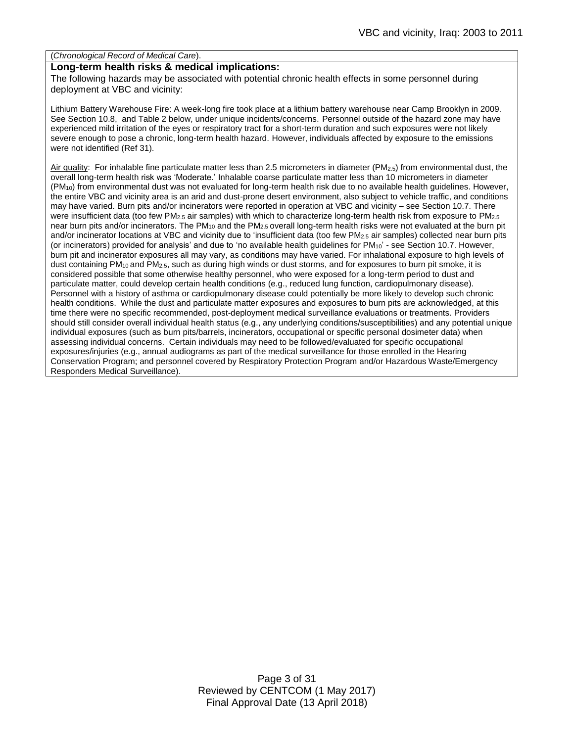(*Chronological Record of Medical Care*).

**Long-term health risks & medical implications:**

The following hazards may be associated with potential chronic health effects in some personnel during deployment at VBC and vicinity:

Lithium Battery Warehouse Fire: A week-long fire took place at a lithium battery warehouse near Camp Brooklyn in 2009. See Section 10.8, and Table 2 below, under unique incidents/concerns. Personnel outside of the hazard zone may have experienced mild irritation of the eyes or respiratory tract for a short-term duration and such exposures were not likely severe enough to pose a chronic, long-term health hazard. However, individuals affected by exposure to the emissions were not identified (Ref 31).

Air quality: For inhalable fine particulate matter less than 2.5 micrometers in diameter ($PM_{2.5}$) from environmental dust, the overall long-term health risk was 'Moderate.' Inhalable coarse particulate matter less than 10 micrometers in diameter ($PM_{10}$) from environmental dust was not evaluated for long-term health risk due to no available health guidelines. However, the entire VBC and vicinity area is an arid and dust-prone desert environment, also subject to vehicle traffic, and conditions may have varied. Burn pits and/or incinerators were reported in operation at VBC and vicinity – see Section 10.7. There were insufficient data (too few $PM_{2.5}$ air samples) with which to characterize long-term health risk from exposure to $PM_{2.5}$ near burn pits and/or incinerators. The $PM_{10}$ and the $PM_{2.5}$ overall long-term health risks were not evaluated at the burn pit and/or incinerator locations at VBC and vicinity due to 'insufficient data (too few $PM_{2.5}$ air samples) collected near burn pits (or incinerators) provided for analysis' and due to 'no available health guidelines for $PM_{10}$' - see Section 10.7. However, burn pit and incinerator exposures all may vary, as conditions may have varied. For inhalational exposure to high levels of dust containing $PM_{10}$ and $PM_{2.5}$, such as during high winds or dust storms, and for exposures to burn pit smoke, it is considered possible that some otherwise healthy personnel, who were exposed for a long-term period to dust and particulate matter, could develop certain health conditions (e.g., reduced lung function, cardiopulmonary disease). Personnel with a history of asthma or cardiopulmonary disease could potentially be more likely to develop such chronic health conditions. While the dust and particulate matter exposures and exposures to burn pits are acknowledged, at this time there were no specific recommended, post-deployment medical surveillance evaluations or treatments. Providers should still consider overall individual health status (e.g., any underlying conditions/susceptibilities) and any potential unique individual exposures (such as burn pits/barrels, incinerators, occupational or specific personal dosimeter data) when assessing individual concerns. Certain individuals may need to be followed/evaluated for specific occupational exposures/injuries (e.g., annual audiograms as part of the medical surveillance for those enrolled in the Hearing Conservation Program; and personnel covered by Respiratory Protection Program and/or Hazardous Waste/Emergency Responders Medical Surveillance).

Reviewed by CENTCOM (1 May 2017)
Final Approval Date (13 April 2018)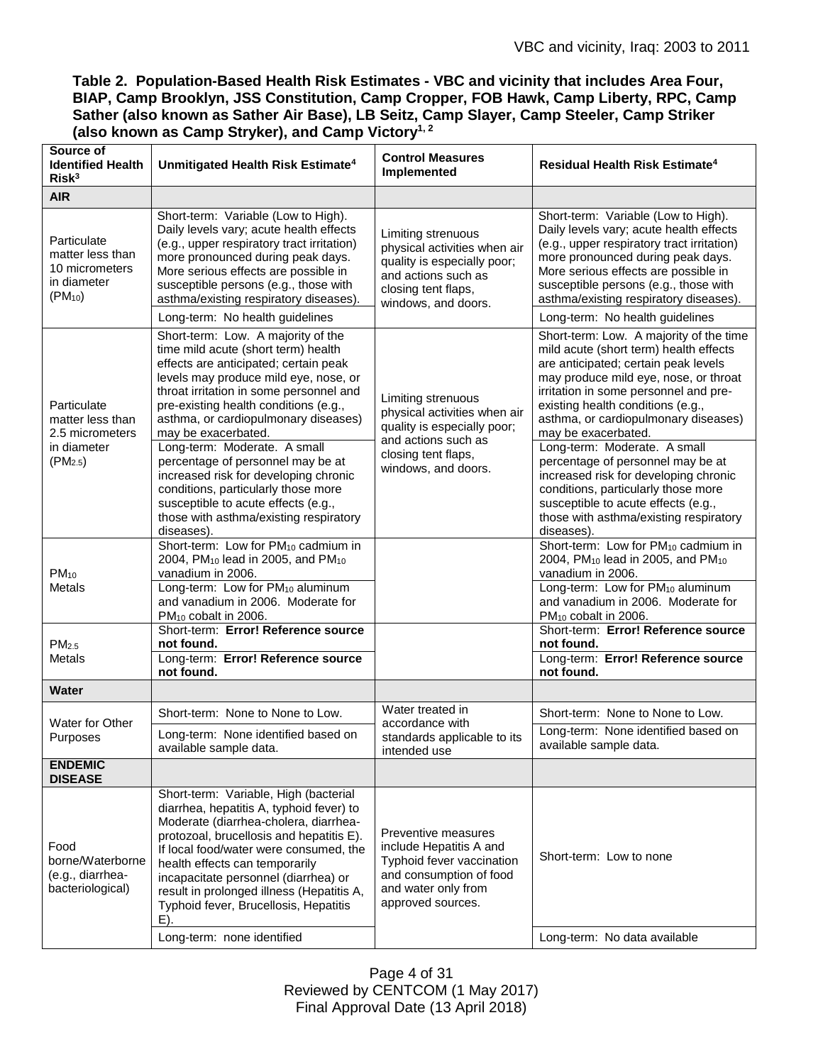**Table 2. Population-Based Health Risk Estimates - VBC and vicinity that includes Area Four, BIAP, Camp Brooklyn, JSS Constitution, Camp Cropper, FOB Hawk, Camp Liberty, RPC, Camp Sather (also known as Sather Air Base), LB Seitz, Camp Slayer, Camp Steeler, Camp Striker (also known as Camp Stryker), and Camp Victory[1, 2]**

| Source of Identified Health Risk[3] | Unmitigated Health Risk Estimate[4] | Control Measures Implemented | Residual Health Risk Estimate[4] |
|---|---|---|---|
| **AIR** | | | |
| Particulate matter less than 10 micrometers in diameter ($PM_{10}$) | Short-term: Variable (Low to High). Daily levels vary; acute health effects (e.g., upper respiratory tract irritation) more pronounced during peak days. More serious effects are possible in susceptible persons (e.g., those with asthma/existing respiratory diseases). | Limiting strenuous physical activities when air quality is especially poor; and actions such as closing tent flaps, windows, and doors. | Short-term: Variable (Low to High). Daily levels vary; acute health effects (e.g., upper respiratory tract irritation) more pronounced during peak days. More serious effects are possible in susceptible persons (e.g., those with asthma/existing respiratory diseases). |
| | Long-term: No health guidelines | | Long-term: No health guidelines |
| Particulate matter less than 2.5 micrometers in diameter ($PM_{2.5}$) | Short-term: Low. A majority of the time mild acute (short term) health effects are anticipated; certain peak levels may produce mild eye, nose, or throat irritation in some personnel and pre-existing health conditions (e.g., asthma, or cardiopulmonary diseases) may be exacerbated. | Limiting strenuous physical activities when air quality is especially poor; and actions such as closing tent flaps, windows, and doors. | Short-term: Low. A majority of the time mild acute (short term) health effects are anticipated; certain peak levels may produce mild eye, nose, or throat irritation in some personnel and pre-existing health conditions (e.g., asthma, or cardiopulmonary diseases) may be exacerbated. |
| | Long-term: Moderate. A small percentage of personnel may be at increased risk for developing chronic conditions, particularly those more susceptible to acute effects (e.g., those with asthma/existing respiratory diseases). | | Long-term: Moderate. A small percentage of personnel may be at increased risk for developing chronic conditions, particularly those more susceptible to acute effects (e.g., those with asthma/existing respiratory diseases). |
| $PM_{10}$ Metals | Short-term: Low for $PM_{10}$ cadmium in 2004, $PM_{10}$ lead in 2005, and $PM_{10}$ vanadium in 2006. | | Short-term: Low for $PM_{10}$ cadmium in 2004, $PM_{10}$ lead in 2005, and $PM_{10}$ vanadium in 2006. |
| | Long-term: Low for $PM_{10}$ aluminum and vanadium in 2006. Moderate for $PM_{10}$ cobalt in 2006. | | Long-term: Low for $PM_{10}$ aluminum and vanadium in 2006. Moderate for $PM_{10}$ cobalt in 2006. |
| $PM_{2.5}$ Metals | Short-term: **Error! Reference source not found.** | | Short-term: **Error! Reference source not found.** |
| | Long-term: **Error! Reference source not found.** | | Long-term: **Error! Reference source not found.** |
| **Water** | | | |
| Water for Other Purposes | Short-term: None to None to Low. | Water treated in accordance with standards applicable to its intended use | Short-term: None to None to Low. |
| | Long-term: None identified based on available sample data. | | Long-term: None identified based on available sample data. |
| **ENDEMIC DISEASE** | | | |
| Food borne/Waterborne (e.g., diarrhea-bacteriological) | Short-term: Variable, High (bacterial diarrhea, hepatitis A, typhoid fever) to Moderate (diarrhea-cholera, diarrhea-protozoal, brucellosis and hepatitis E). If local food/water were consumed, the health effects can temporarily incapacitate personnel (diarrhea) or result in prolonged illness (Hepatitis A, Typhoid fever, Brucellosis, Hepatitis E). | Preventive measures include Hepatitis A and Typhoid fever vaccination and consumption of food and water only from approved sources. | Short-term: Low to none |
| | Long-term: none identified | | Long-term: No data available |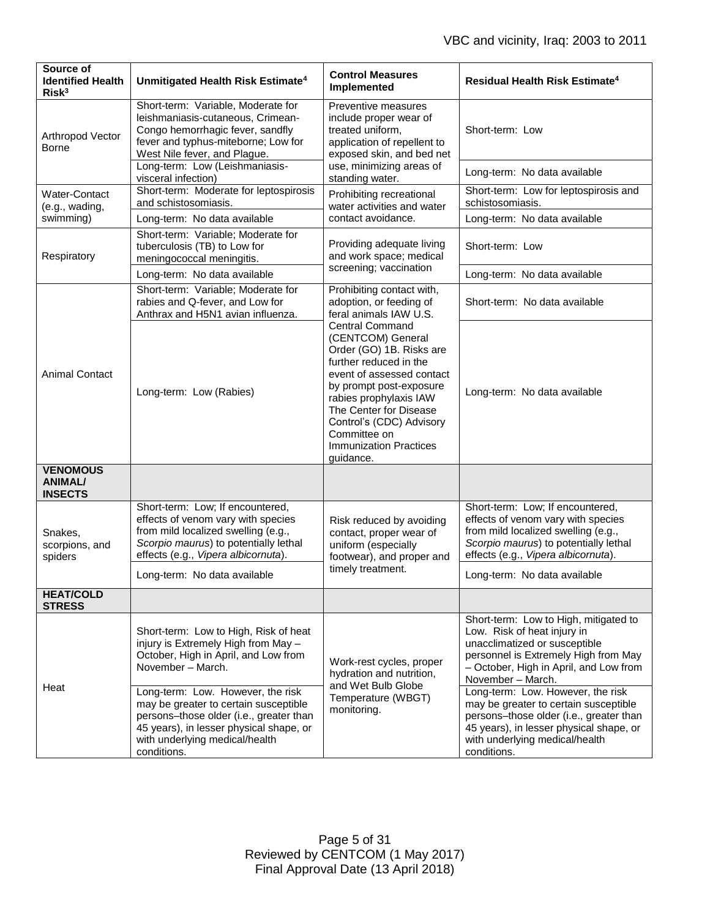| Source of Identified Health Risk[3] | Unmitigated Health Risk Estimate[4] | Control Measures Implemented | Residual Health Risk Estimate[4] |
|---|---|---|---|
| Arthropod Vector Borne | Short-term: Variable, Moderate for leishmaniasis-cutaneous, Crimean-Congo hemorrhagic fever, sandfly fever and typhus-miteborne; Low for West Nile fever, and Plague. | Preventive measures include proper wear of treated uniform, application of repellent to exposed skin, and bed net use, minimizing areas of standing water. | Short-term: Low |
| | Long-term: Low (Leishmaniasis-visceral infection) | | Long-term: No data available |
| Water-Contact (e.g., wading, swimming) | Short-term: Moderate for leptospirosis and schistosomiasis. | Prohibiting recreational water activities and water contact avoidance. | Short-term: Low for leptospirosis and schistosomiasis. |
| | Long-term: No data available | | Long-term: No data available |
| Respiratory | Short-term: Variable; Moderate for tuberculosis (TB) to Low for meningococcal meningitis. | Providing adequate living and work space; medical screening; vaccination | Short-term: Low |
| | Long-term: No data available | | Long-term: No data available |
| Animal Contact | Short-term: Variable; Moderate for rabies and Q-fever, and Low for Anthrax and H5N1 avian influenza. | Prohibiting contact with, adoption, or feeding of feral animals IAW U.S. Central Command (CENTCOM) General Order (GO) 1B. Risks are further reduced in the event of assessed contact by prompt post-exposure rabies prophylaxis IAW The Center for Disease Control's (CDC) Advisory Committee on Immunization Practices guidance. | Short-term: No data available |
| | Long-term: Low (Rabies) | | Long-term: No data available |
| **VENOMOUS ANIMAL/ INSECTS** | | | |
| Snakes, scorpions, and spiders | Short-term: Low; If encountered, effects of venom vary with species from mild localized swelling (e.g., *Scorpio maurus*) to potentially lethal effects (e.g., *Vipera albicornuta*). | Risk reduced by avoiding contact, proper wear of uniform (especially footwear), and proper and timely treatment. | Short-term: Low; If encountered, effects of venom vary with species from mild localized swelling (e.g., *Scorpio maurus*) to potentially lethal effects (e.g., *Vipera albicornuta*). |
| | Long-term: No data available | | Long-term: No data available |
| **HEAT/COLD STRESS** | | | |
| Heat | Short-term: Low to High, Risk of heat injury is Extremely High from May – October, High in April, and Low from November – March. | Work-rest cycles, proper hydration and nutrition, and Wet Bulb Globe Temperature (WBGT) monitoring. | Short-term: Low to High, mitigated to Low. Risk of heat injury in unacclimatized or susceptible personnel is Extremely High from May – October, High in April, and Low from November – March. |
| | Long-term: Low. However, the risk may be greater to certain susceptible persons–those older (i.e., greater than 45 years), in lesser physical shape, or with underlying medical/health conditions. | | Long-term: Low. However, the risk may be greater to certain susceptible persons–those older (i.e., greater than 45 years), in lesser physical shape, or with underlying medical/health conditions. |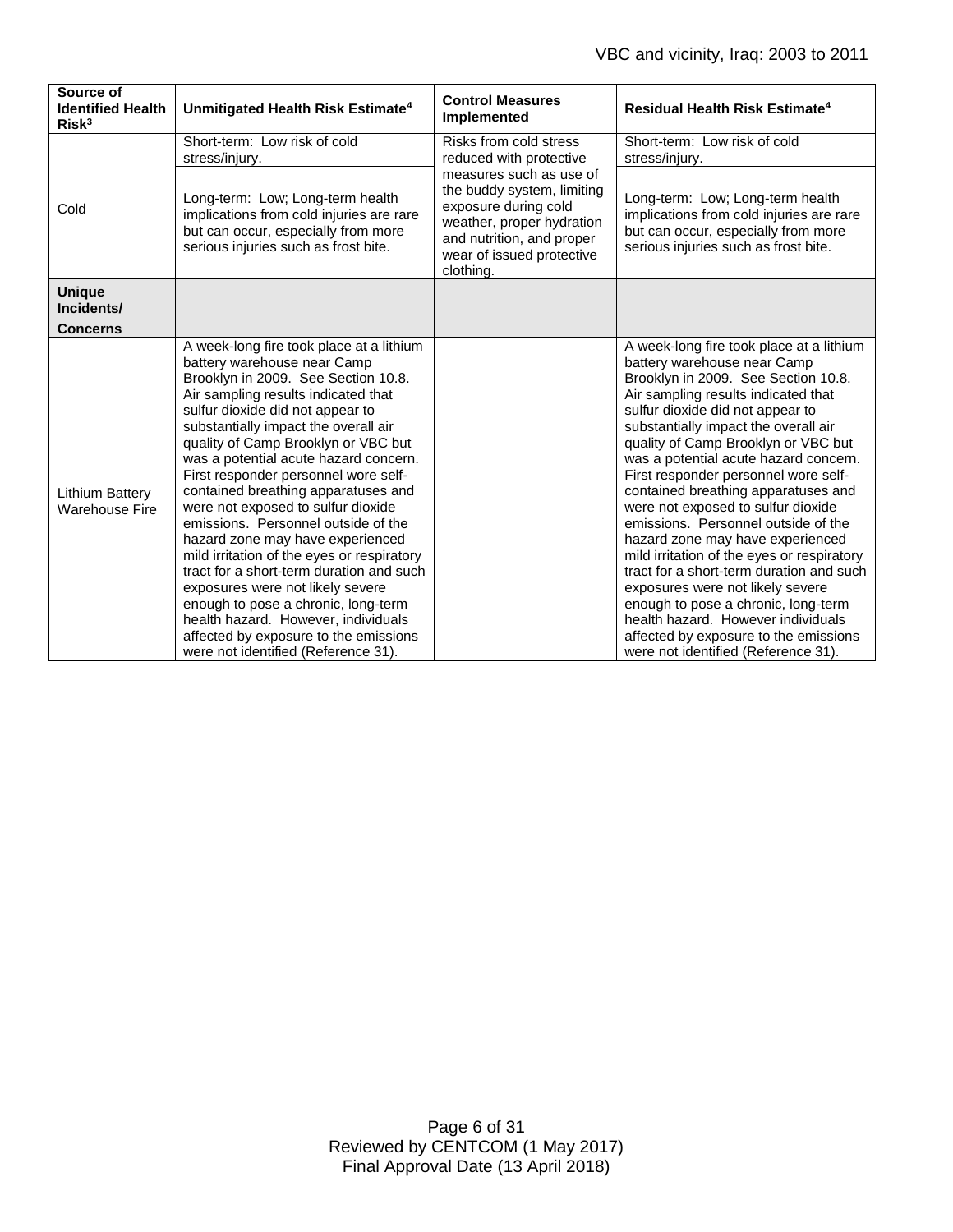| Source of Identified Health Risk[3] | Unmitigated Health Risk Estimate[4] | Control Measures Implemented | Residual Health Risk Estimate[4] |
|---|---|---|---|
| Cold | Short-term: Low risk of cold stress/injury.<br><br>Long-term: Low; Long-term health implications from cold injuries are rare but can occur, especially from more serious injuries such as frost bite. | Risks from cold stress reduced with protective measures such as use of the buddy system, limiting exposure during cold weather, proper hydration and nutrition, and proper wear of issued protective clothing. | Short-term: Low risk of cold stress/injury.<br><br>Long-term: Low; Long-term health implications from cold injuries are rare but can occur, especially from more serious injuries such as frost bite. |
| **Unique Incidents/ Concerns** | | | |
| Lithium Battery Warehouse Fire | A week-long fire took place at a lithium battery warehouse near Camp Brooklyn in 2009. See Section 10.8. Air sampling results indicated that sulfur dioxide did not appear to substantially impact the overall air quality of Camp Brooklyn or VBC but was a potential acute hazard concern. First responder personnel wore self-contained breathing apparatuses and were not exposed to sulfur dioxide emissions. Personnel outside of the hazard zone may have experienced mild irritation of the eyes or respiratory tract for a short-term duration and such exposures were not likely severe enough to pose a chronic, long-term health hazard. However, individuals affected by exposure to the emissions were not identified (Reference 31). | | A week-long fire took place at a lithium battery warehouse near Camp Brooklyn in 2009. See Section 10.8. Air sampling results indicated that sulfur dioxide did not appear to substantially impact the overall air quality of Camp Brooklyn or VBC but was a potential acute hazard concern. First responder personnel wore self-contained breathing apparatuses and were not exposed to sulfur dioxide emissions. Personnel outside of the hazard zone may have experienced mild irritation of the eyes or respiratory tract for a short-term duration and such exposures were not likely severe enough to pose a chronic, long-term health hazard. However individuals affected by exposure to the emissions were not identified (Reference 31). |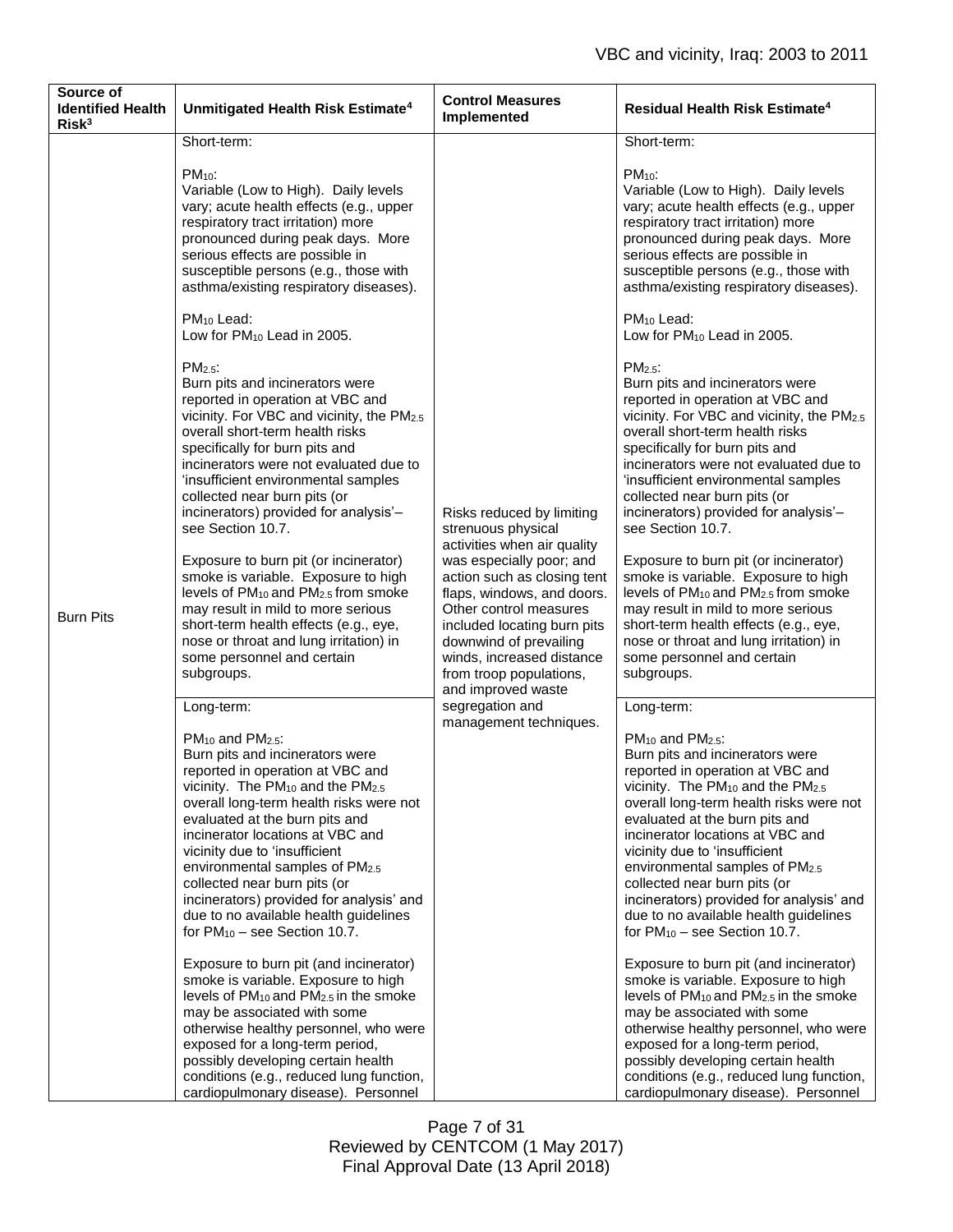| Source of Identified Health Risk[3] | Unmitigated Health Risk Estimate[4] | Control Measures Implemented | Residual Health Risk Estimate[4] |
|---|---|---|---|
| Burn Pits | Short-term:<br><br>$PM_{10}$:<br>Variable (Low to High). Daily levels vary; acute health effects (e.g., upper respiratory tract irritation) more pronounced during peak days. More serious effects are possible in susceptible persons (e.g., those with asthma/existing respiratory diseases).<br><br>$PM_{10}$ Lead:<br>Low for $PM_{10}$ Lead in 2005.<br><br>$PM_{2.5}$:<br>Burn pits and incinerators were reported in operation at VBC and vicinity. For VBC and vicinity, the $PM_{2.5}$ overall short-term health risks specifically for burn pits and incinerators were not evaluated due to 'insufficient environmental samples collected near burn pits (or incinerators) provided for analysis'– see Section 10.7.<br><br>Exposure to burn pit (or incinerator) smoke is variable. Exposure to high levels of $PM_{10}$ and $PM_{2.5}$ from smoke may result in mild to more serious short-term health effects (e.g., eye, nose or throat and lung irritation) in some personnel and certain subgroups. | Risks reduced by limiting strenuous physical activities when air quality was especially poor; and action such as closing tent flaps, windows, and doors. Other control measures included locating burn pits downwind of prevailing winds, increased distance from troop populations, and improved waste segregation and management techniques. | Short-term:<br><br>$PM_{10}$:<br>Variable (Low to High). Daily levels vary; acute health effects (e.g., upper respiratory tract irritation) more pronounced during peak days. More serious effects are possible in susceptible persons (e.g., those with asthma/existing respiratory diseases).<br><br>$PM_{10}$ Lead:<br>Low for $PM_{10}$ Lead in 2005.<br><br>$PM_{2.5}$:<br>Burn pits and incinerators were reported in operation at VBC and vicinity. For VBC and vicinity, the $PM_{2.5}$ overall short-term health risks specifically for burn pits and incinerators were not evaluated due to 'insufficient environmental samples collected near burn pits (or incinerators) provided for analysis'– see Section 10.7.<br><br>Exposure to burn pit (or incinerator) smoke is variable. Exposure to high levels of $PM_{10}$ and $PM_{2.5}$ from smoke may result in mild to more serious short-term health effects (e.g., eye, nose or throat and lung irritation) in some personnel and certain subgroups. |
| | Long-term:<br><br>$PM_{10}$ and $PM_{2.5}$:<br>Burn pits and incinerators were reported in operation at VBC and vicinity. The $PM_{10}$ and the $PM_{2.5}$ overall long-term health risks were not evaluated at the burn pits and incinerator locations at VBC and vicinity due to 'insufficient environmental samples of $PM_{2.5}$ collected near burn pits (or incinerators) provided for analysis' and due to no available health guidelines for $PM_{10}$ – see Section 10.7.<br><br>Exposure to burn pit (and incinerator) smoke is variable. Exposure to high levels of $PM_{10}$ and $PM_{2.5}$ in the smoke may be associated with some otherwise healthy personnel, who were exposed for a long-term period, possibly developing certain health conditions (e.g., reduced lung function, cardiopulmonary disease). Personnel | | Long-term:<br><br>$PM_{10}$ and $PM_{2.5}$:<br>Burn pits and incinerators were reported in operation at VBC and vicinity. The $PM_{10}$ and the $PM_{2.5}$ overall long-term health risks were not evaluated at the burn pits and incinerator locations at VBC and vicinity due to 'insufficient environmental samples of $PM_{2.5}$ collected near burn pits (or incinerators) provided for analysis' and due to no available health guidelines for $PM_{10}$ – see Section 10.7.<br><br>Exposure to burn pit (and incinerator) smoke is variable. Exposure to high levels of $PM_{10}$ and $PM_{2.5}$ in the smoke may be associated with some otherwise healthy personnel, who were exposed for a long-term period, possibly developing certain health conditions (e.g., reduced lung function, cardiopulmonary disease). Personnel |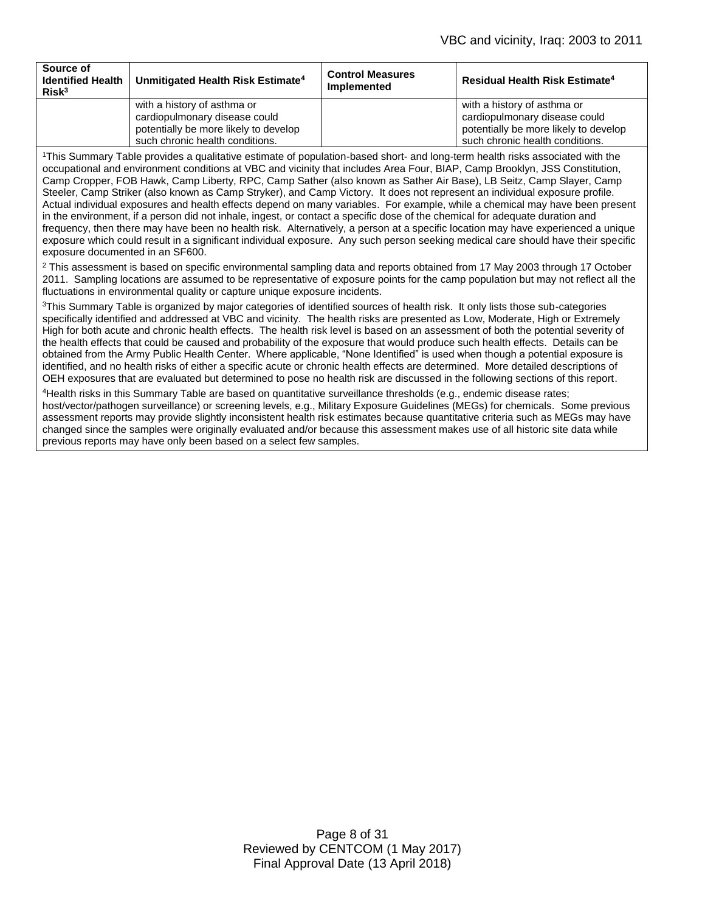| Source of Identified Health Risk[3] | Unmitigated Health Risk Estimate[4] | Control Measures Implemented | Residual Health Risk Estimate[4] |
|---|---|---|---|
| | with a history of asthma or cardiopulmonary disease could potentially be more likely to develop such chronic health conditions. | | with a history of asthma or cardiopulmonary disease could potentially be more likely to develop such chronic health conditions. |

[1]This Summary Table provides a qualitative estimate of population-based short- and long-term health risks associated with the occupational and environment conditions at VBC and vicinity that includes Area Four, BIAP, Camp Brooklyn, JSS Constitution, Camp Cropper, FOB Hawk, Camp Liberty, RPC, Camp Sather (also known as Sather Air Base), LB Seitz, Camp Slayer, Camp Steeler, Camp Striker (also known as Camp Stryker), and Camp Victory. It does not represent an individual exposure profile. Actual individual exposures and health effects depend on many variables. For example, while a chemical may have been present in the environment, if a person did not inhale, ingest, or contact a specific dose of the chemical for adequate duration and frequency, then there may have been no health risk. Alternatively, a person at a specific location may have experienced a unique exposure which could result in a significant individual exposure. Any such person seeking medical care should have their specific exposure documented in an SF600.

[2] This assessment is based on specific environmental sampling data and reports obtained from 17 May 2003 through 17 October 2011. Sampling locations are assumed to be representative of exposure points for the camp population but may not reflect all the fluctuations in environmental quality or capture unique exposure incidents.

[3]This Summary Table is organized by major categories of identified sources of health risk. It only lists those sub-categories specifically identified and addressed at VBC and vicinity. The health risks are presented as Low, Moderate, High or Extremely High for both acute and chronic health effects. The health risk level is based on an assessment of both the potential severity of the health effects that could be caused and probability of the exposure that would produce such health effects. Details can be obtained from the Army Public Health Center. Where applicable, "None Identified" is used when though a potential exposure is identified, and no health risks of either a specific acute or chronic health effects are determined. More detailed descriptions of OEH exposures that are evaluated but determined to pose no health risk are discussed in the following sections of this report.

[4]Health risks in this Summary Table are based on quantitative surveillance thresholds (e.g., endemic disease rates; host/vector/pathogen surveillance) or screening levels, e.g., Military Exposure Guidelines (MEGs) for chemicals. Some previous assessment reports may provide slightly inconsistent health risk estimates because quantitative criteria such as MEGs may have changed since the samples were originally evaluated and/or because this assessment makes use of all historic site data while previous reports may have only been based on a select few samples.

Reviewed by CENTCOM (1 May 2017)
Final Approval Date (13 April 2018)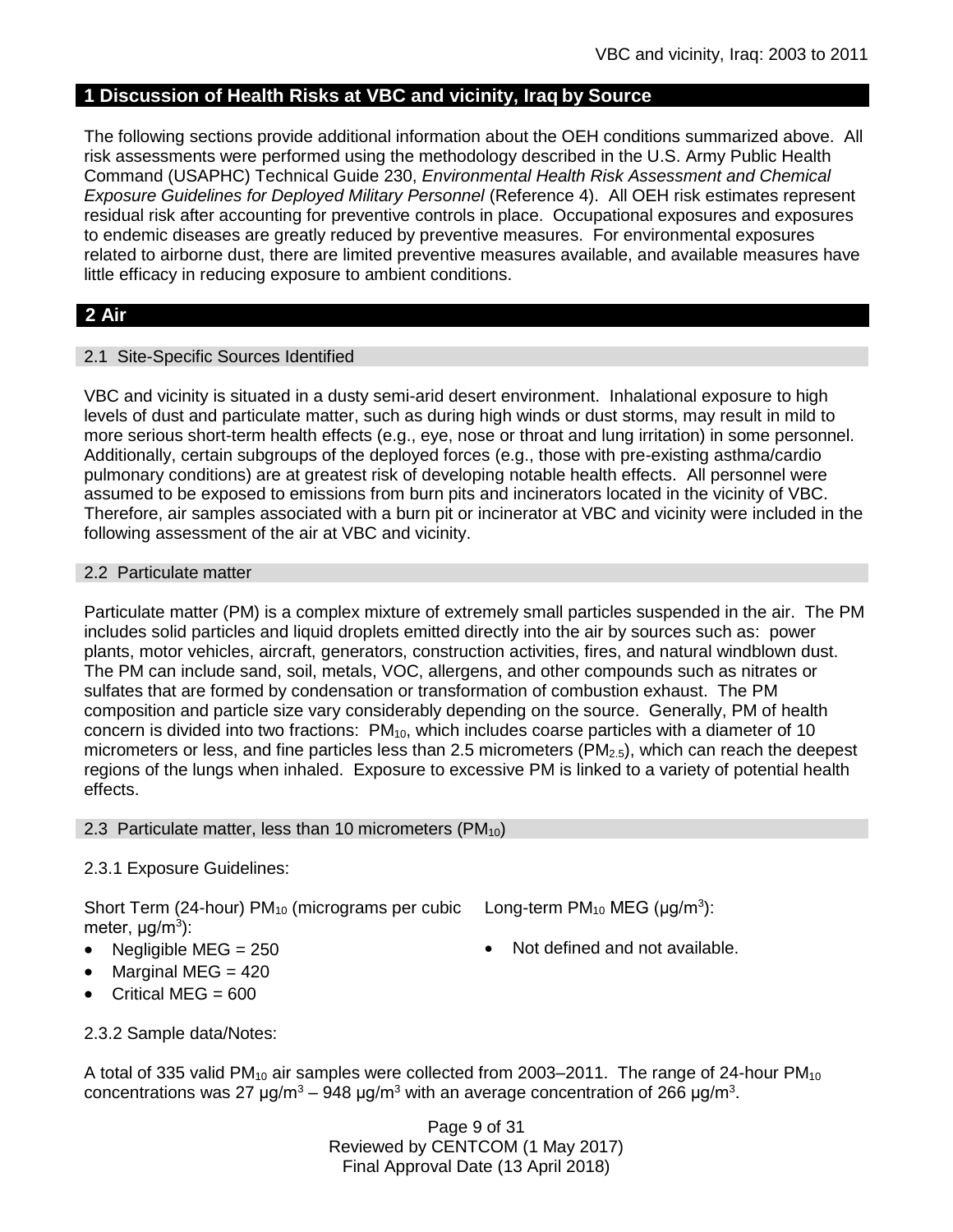## 1 Discussion of Health Risks at VBC and vicinity, Iraq by Source

The following sections provide additional information about the OEH conditions summarized above. All risk assessments were performed using the methodology described in the U.S. Army Public Health Command (USAPHC) Technical Guide 230, *Environmental Health Risk Assessment and Chemical Exposure Guidelines for Deployed Military Personnel* (Reference 4). All OEH risk estimates represent residual risk after accounting for preventive controls in place. Occupational exposures and exposures to endemic diseases are greatly reduced by preventive measures. For environmental exposures related to airborne dust, there are limited preventive measures available, and available measures have little efficacy in reducing exposure to ambient conditions.

## 2 Air

### 2.1 Site-Specific Sources Identified

VBC and vicinity is situated in a dusty semi-arid desert environment. Inhalational exposure to high levels of dust and particulate matter, such as during high winds or dust storms, may result in mild to more serious short-term health effects (e.g., eye, nose or throat and lung irritation) in some personnel. Additionally, certain subgroups of the deployed forces (e.g., those with pre-existing asthma/cardio pulmonary conditions) are at greatest risk of developing notable health effects. All personnel were assumed to be exposed to emissions from burn pits and incinerators located in the vicinity of VBC. Therefore, air samples associated with a burn pit or incinerator at VBC and vicinity were included in the following assessment of the air at VBC and vicinity.

### 2.2 Particulate matter

Particulate matter (PM) is a complex mixture of extremely small particles suspended in the air. The PM includes solid particles and liquid droplets emitted directly into the air by sources such as: power plants, motor vehicles, aircraft, generators, construction activities, fires, and natural windblown dust. The PM can include sand, soil, metals, VOC, allergens, and other compounds such as nitrates or sulfates that are formed by condensation or transformation of combustion exhaust. The PM composition and particle size vary considerably depending on the source. Generally, PM of health concern is divided into two fractions: $PM_{10}$, which includes coarse particles with a diameter of 10 micrometers or less, and fine particles less than 2.5 micrometers ($PM_{2.5}$), which can reach the deepest regions of the lungs when inhaled. Exposure to excessive PM is linked to a variety of potential health effects.

### 2.3 Particulate matter, less than 10 micrometers ($PM_{10}$)

2.3.1 Exposure Guidelines:

Short Term (24-hour) $PM_{10}$ (micrograms per cubic meter, μg/m$^3$):

- Negligible MEG = 250
- Marginal MEG = 420
- Critical MEG = 600

Long-term $PM_{10}$ MEG (μg/m$^3$):

- Not defined and not available.

2.3.2 Sample data/Notes:

A total of 335 valid $PM_{10}$ air samples were collected from 2003–2011. The range of 24-hour $PM_{10}$ concentrations was 27 μg/m$^3$ – 948 μg/m$^3$ with an average concentration of 266 μg/m$^3$.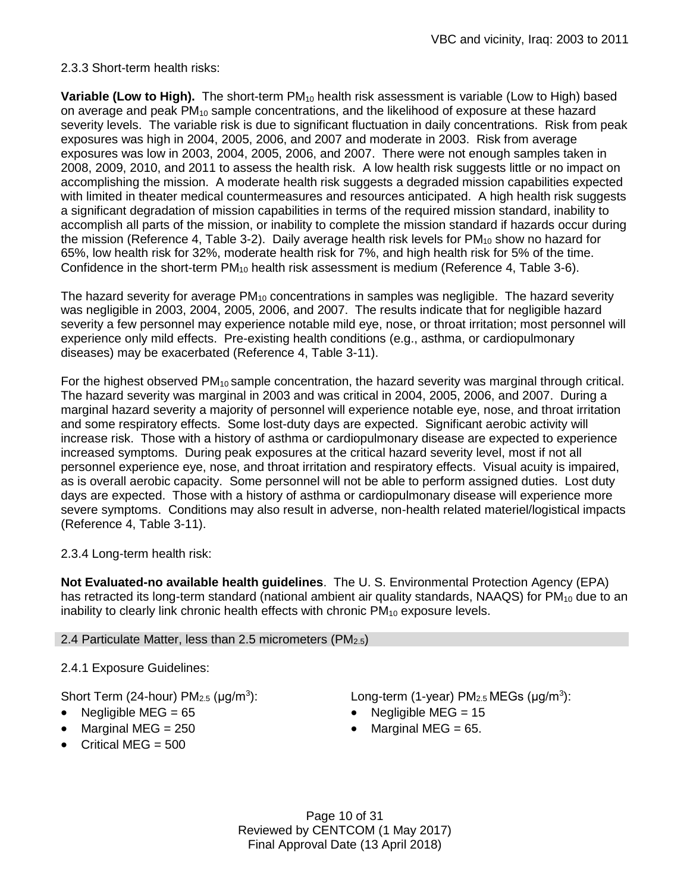2.3.3 Short-term health risks:

**Variable (Low to High).** The short-term $PM_{10}$ health risk assessment is variable (Low to High) based on average and peak $PM_{10}$ sample concentrations, and the likelihood of exposure at these hazard severity levels. The variable risk is due to significant fluctuation in daily concentrations. Risk from peak exposures was high in 2004, 2005, 2006, and 2007 and moderate in 2003. Risk from average exposures was low in 2003, 2004, 2005, 2006, and 2007. There were not enough samples taken in 2008, 2009, 2010, and 2011 to assess the health risk. A low health risk suggests little or no impact on accomplishing the mission. A moderate health risk suggests a degraded mission capabilities expected with limited in theater medical countermeasures and resources anticipated. A high health risk suggests a significant degradation of mission capabilities in terms of the required mission standard, inability to accomplish all parts of the mission, or inability to complete the mission standard if hazards occur during the mission (Reference 4, Table 3-2). Daily average health risk levels for $PM_{10}$ show no hazard for 65%, low health risk for 32%, moderate health risk for 7%, and high health risk for 5% of the time. Confidence in the short-term $PM_{10}$ health risk assessment is medium (Reference 4, Table 3-6).

The hazard severity for average $PM_{10}$ concentrations in samples was negligible. The hazard severity was negligible in 2003, 2004, 2005, 2006, and 2007. The results indicate that for negligible hazard severity a few personnel may experience notable mild eye, nose, or throat irritation; most personnel will experience only mild effects. Pre-existing health conditions (e.g., asthma, or cardiopulmonary diseases) may be exacerbated (Reference 4, Table 3-11).

For the highest observed $PM_{10}$ sample concentration, the hazard severity was marginal through critical. The hazard severity was marginal in 2003 and was critical in 2004, 2005, 2006, and 2007. During a marginal hazard severity a majority of personnel will experience notable eye, nose, and throat irritation and some respiratory effects. Some lost-duty days are expected. Significant aerobic activity will increase risk. Those with a history of asthma or cardiopulmonary disease are expected to experience increased symptoms. During peak exposures at the critical hazard severity level, most if not all personnel experience eye, nose, and throat irritation and respiratory effects. Visual acuity is impaired, as is overall aerobic capacity. Some personnel will not be able to perform assigned duties. Lost duty days are expected. Those with a history of asthma or cardiopulmonary disease will experience more severe symptoms. Conditions may also result in adverse, non-health related materiel/logistical impacts (Reference 4, Table 3-11).

2.3.4 Long-term health risk:

**Not Evaluated-no available health guidelines**. The U. S. Environmental Protection Agency (EPA) has retracted its long-term standard (national ambient air quality standards, NAAQS) for $PM_{10}$ due to an inability to clearly link chronic health effects with chronic $PM_{10}$ exposure levels.

### 2.4 Particulate Matter, less than 2.5 micrometers ($PM_{2.5}$)

2.4.1 Exposure Guidelines:

Short Term (24-hour) $PM_{2.5}$ (μg/m$^3$):

- Negligible MEG = 65
- Marginal MEG = 250
- Critical MEG = 500

Long-term (1-year) $PM_{2.5}$ MEGs (μg/m$^3$):

- Negligible MEG = 15
- Marginal MEG = 65.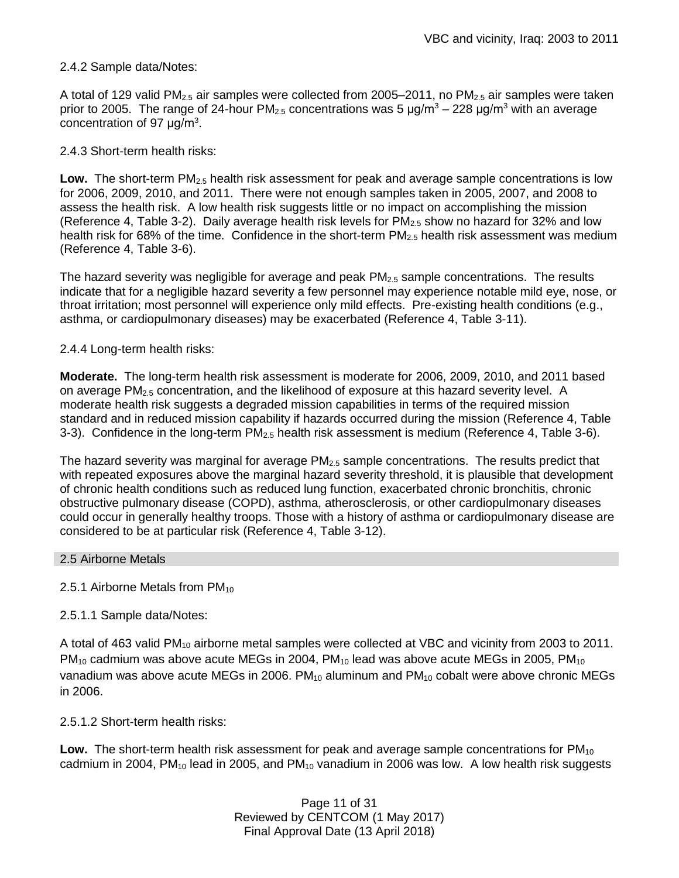2.4.2 Sample data/Notes:

A total of 129 valid $PM_{2.5}$ air samples were collected from 2005–2011, no $PM_{2.5}$ air samples were taken prior to 2005. The range of 24-hour $PM_{2.5}$ concentrations was 5 $\mu g/m^3$ – 228 $\mu g/m^3$ with an average concentration of 97 $\mu g/m^3$.

2.4.3 Short-term health risks:

**Low.** The short-term $PM_{2.5}$ health risk assessment for peak and average sample concentrations is low for 2006, 2009, 2010, and 2011. There were not enough samples taken in 2005, 2007, and 2008 to assess the health risk. A low health risk suggests little or no impact on accomplishing the mission (Reference 4, Table 3-2). Daily average health risk levels for $PM_{2.5}$ show no hazard for 32% and low health risk for 68% of the time. Confidence in the short-term $PM_{2.5}$ health risk assessment was medium (Reference 4, Table 3-6).

The hazard severity was negligible for average and peak $PM_{2.5}$ sample concentrations. The results indicate that for a negligible hazard severity a few personnel may experience notable mild eye, nose, or throat irritation; most personnel will experience only mild effects. Pre-existing health conditions (e.g., asthma, or cardiopulmonary diseases) may be exacerbated (Reference 4, Table 3-11).

2.4.4 Long-term health risks:

**Moderate.** The long-term health risk assessment is moderate for 2006, 2009, 2010, and 2011 based on average $PM_{2.5}$ concentration, and the likelihood of exposure at this hazard severity level. A moderate health risk suggests a degraded mission capabilities in terms of the required mission standard and in reduced mission capability if hazards occurred during the mission (Reference 4, Table 3-3). Confidence in the long-term $PM_{2.5}$ health risk assessment is medium (Reference 4, Table 3-6).

The hazard severity was marginal for average $PM_{2.5}$ sample concentrations. The results predict that with repeated exposures above the marginal hazard severity threshold, it is plausible that development of chronic health conditions such as reduced lung function, exacerbated chronic bronchitis, chronic obstructive pulmonary disease (COPD), asthma, atherosclerosis, or other cardiopulmonary diseases could occur in generally healthy troops. Those with a history of asthma or cardiopulmonary disease are considered to be at particular risk (Reference 4, Table 3-12).

## 2.5 Airborne Metals

2.5.1 Airborne Metals from $PM_{10}$

2.5.1.1 Sample data/Notes:

A total of 463 valid $PM_{10}$ airborne metal samples were collected at VBC and vicinity from 2003 to 2011. $PM_{10}$ cadmium was above acute MEGs in 2004, $PM_{10}$ lead was above acute MEGs in 2005, $PM_{10}$ vanadium was above acute MEGs in 2006. $PM_{10}$ aluminum and $PM_{10}$ cobalt were above chronic MEGs in 2006.

2.5.1.2 Short-term health risks:

**Low.** The short-term health risk assessment for peak and average sample concentrations for $PM_{10}$ cadmium in 2004, $PM_{10}$ lead in 2005, and $PM_{10}$ vanadium in 2006 was low. A low health risk suggests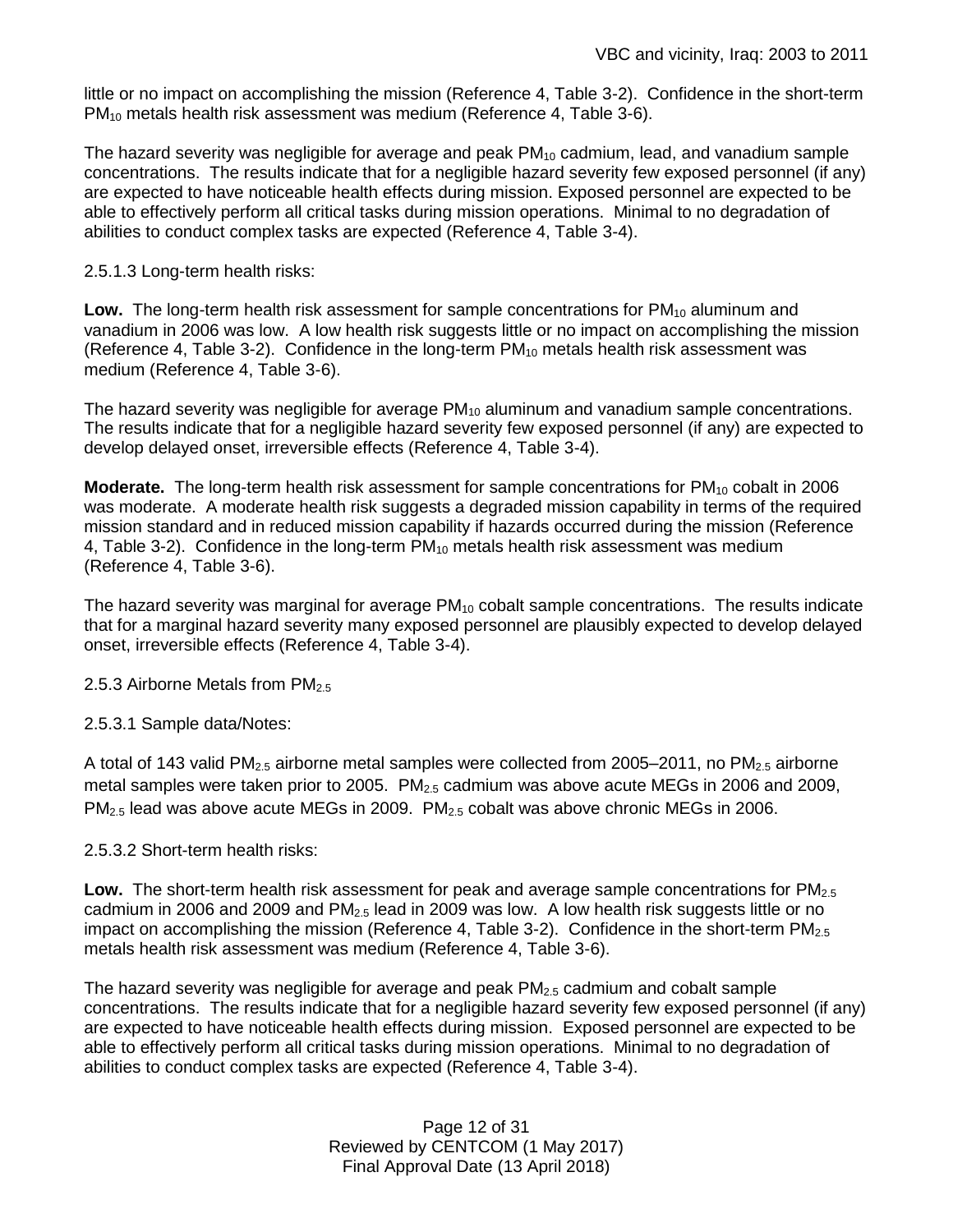little or no impact on accomplishing the mission (Reference 4, Table 3-2). Confidence in the short-term $PM_{10}$ metals health risk assessment was medium (Reference 4, Table 3-6).

The hazard severity was negligible for average and peak $PM_{10}$ cadmium, lead, and vanadium sample concentrations. The results indicate that for a negligible hazard severity few exposed personnel (if any) are expected to have noticeable health effects during mission. Exposed personnel are expected to be able to effectively perform all critical tasks during mission operations. Minimal to no degradation of abilities to conduct complex tasks are expected (Reference 4, Table 3-4).

2.5.1.3 Long-term health risks:

**Low.** The long-term health risk assessment for sample concentrations for $PM_{10}$ aluminum and vanadium in 2006 was low. A low health risk suggests little or no impact on accomplishing the mission (Reference 4, Table 3-2). Confidence in the long-term $PM_{10}$ metals health risk assessment was medium (Reference 4, Table 3-6).

The hazard severity was negligible for average $PM_{10}$ aluminum and vanadium sample concentrations. The results indicate that for a negligible hazard severity few exposed personnel (if any) are expected to develop delayed onset, irreversible effects (Reference 4, Table 3-4).

**Moderate.** The long-term health risk assessment for sample concentrations for $PM_{10}$ cobalt in 2006 was moderate. A moderate health risk suggests a degraded mission capability in terms of the required mission standard and in reduced mission capability if hazards occurred during the mission (Reference 4, Table 3-2). Confidence in the long-term $PM_{10}$ metals health risk assessment was medium (Reference 4, Table 3-6).

The hazard severity was marginal for average $PM_{10}$ cobalt sample concentrations. The results indicate that for a marginal hazard severity many exposed personnel are plausibly expected to develop delayed onset, irreversible effects (Reference 4, Table 3-4).

2.5.3 Airborne Metals from $PM_{2.5}$

2.5.3.1 Sample data/Notes:

A total of 143 valid $PM_{2.5}$ airborne metal samples were collected from 2005–2011, no $PM_{2.5}$ airborne metal samples were taken prior to 2005. $PM_{2.5}$ cadmium was above acute MEGs in 2006 and 2009, $PM_{2.5}$ lead was above acute MEGs in 2009. $PM_{2.5}$ cobalt was above chronic MEGs in 2006.

2.5.3.2 Short-term health risks:

**Low.** The short-term health risk assessment for peak and average sample concentrations for $PM_{2.5}$ cadmium in 2006 and 2009 and $PM_{2.5}$ lead in 2009 was low. A low health risk suggests little or no impact on accomplishing the mission (Reference 4, Table 3-2). Confidence in the short-term $PM_{2.5}$ metals health risk assessment was medium (Reference 4, Table 3-6).

The hazard severity was negligible for average and peak $PM_{2.5}$ cadmium and cobalt sample concentrations. The results indicate that for a negligible hazard severity few exposed personnel (if any) are expected to have noticeable health effects during mission. Exposed personnel are expected to be able to effectively perform all critical tasks during mission operations. Minimal to no degradation of abilities to conduct complex tasks are expected (Reference 4, Table 3-4).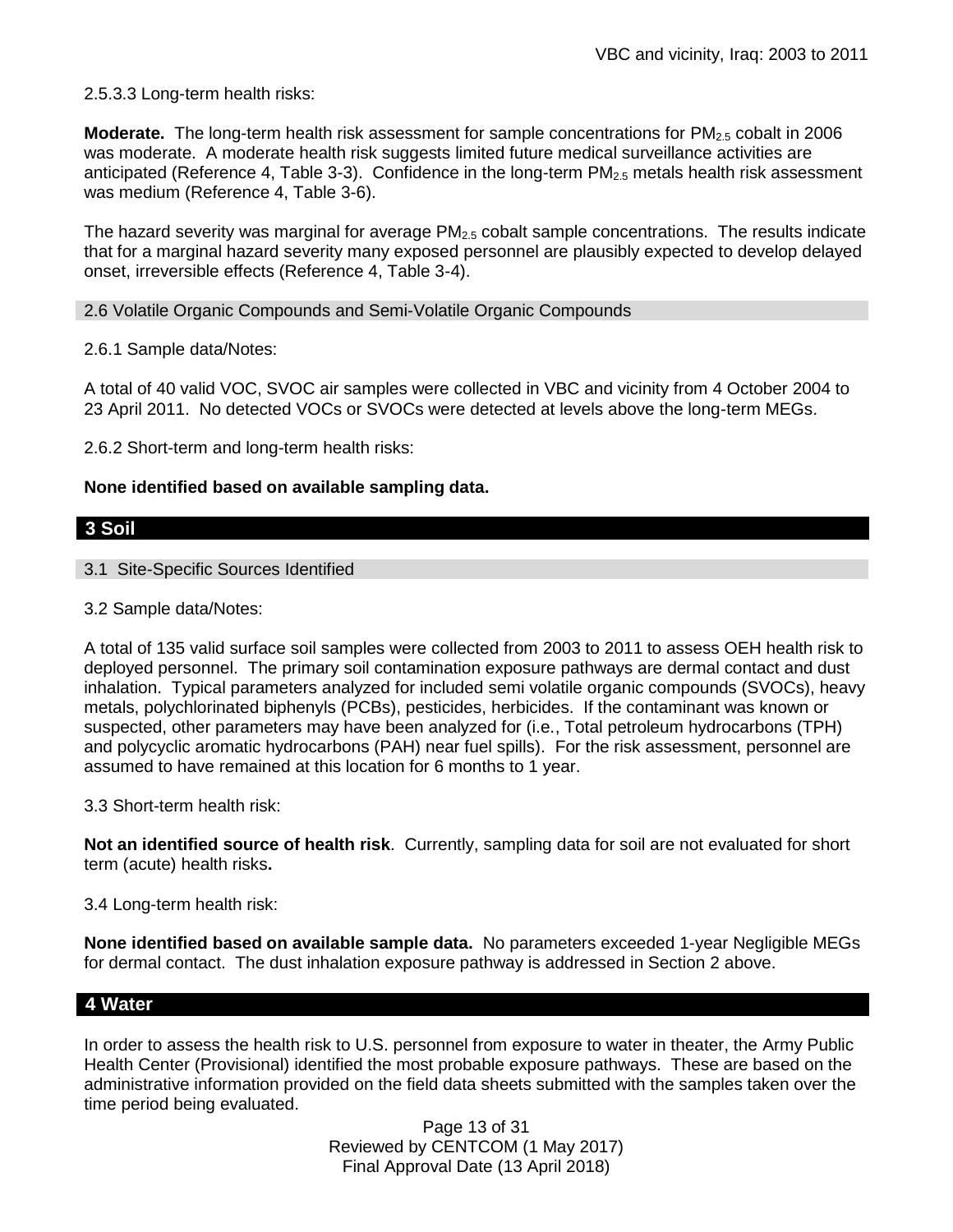2.5.3.3 Long-term health risks:

**Moderate.** The long-term health risk assessment for sample concentrations for $PM_{2.5}$ cobalt in 2006 was moderate. A moderate health risk suggests limited future medical surveillance activities are anticipated (Reference 4, Table 3-3). Confidence in the long-term $PM_{2.5}$ metals health risk assessment was medium (Reference 4, Table 3-6).

The hazard severity was marginal for average $PM_{2.5}$ cobalt sample concentrations. The results indicate that for a marginal hazard severity many exposed personnel are plausibly expected to develop delayed onset, irreversible effects (Reference 4, Table 3-4).

### 2.6 Volatile Organic Compounds and Semi-Volatile Organic Compounds

2.6.1 Sample data/Notes:

A total of 40 valid VOC, SVOC air samples were collected in VBC and vicinity from 4 October 2004 to 23 April 2011. No detected VOCs or SVOCs were detected at levels above the long-term MEGs.

2.6.2 Short-term and long-term health risks:

**None identified based on available sampling data.**

## 3 Soil

### 3.1 Site-Specific Sources Identified

3.2 Sample data/Notes:

A total of 135 valid surface soil samples were collected from 2003 to 2011 to assess OEH health risk to deployed personnel. The primary soil contamination exposure pathways are dermal contact and dust inhalation. Typical parameters analyzed for included semi volatile organic compounds (SVOCs), heavy metals, polychlorinated biphenyls (PCBs), pesticides, herbicides. If the contaminant was known or suspected, other parameters may have been analyzed for (i.e., Total petroleum hydrocarbons (TPH) and polycyclic aromatic hydrocarbons (PAH) near fuel spills). For the risk assessment, personnel are assumed to have remained at this location for 6 months to 1 year.

3.3 Short-term health risk:

**Not an identified source of health risk**. Currently, sampling data for soil are not evaluated for short term (acute) health risks**.**

3.4 Long-term health risk:

**None identified based on available sample data.** No parameters exceeded 1-year Negligible MEGs for dermal contact. The dust inhalation exposure pathway is addressed in Section 2 above.

## 4 Water

In order to assess the health risk to U.S. personnel from exposure to water in theater, the Army Public Health Center (Provisional) identified the most probable exposure pathways. These are based on the administrative information provided on the field data sheets submitted with the samples taken over the time period being evaluated.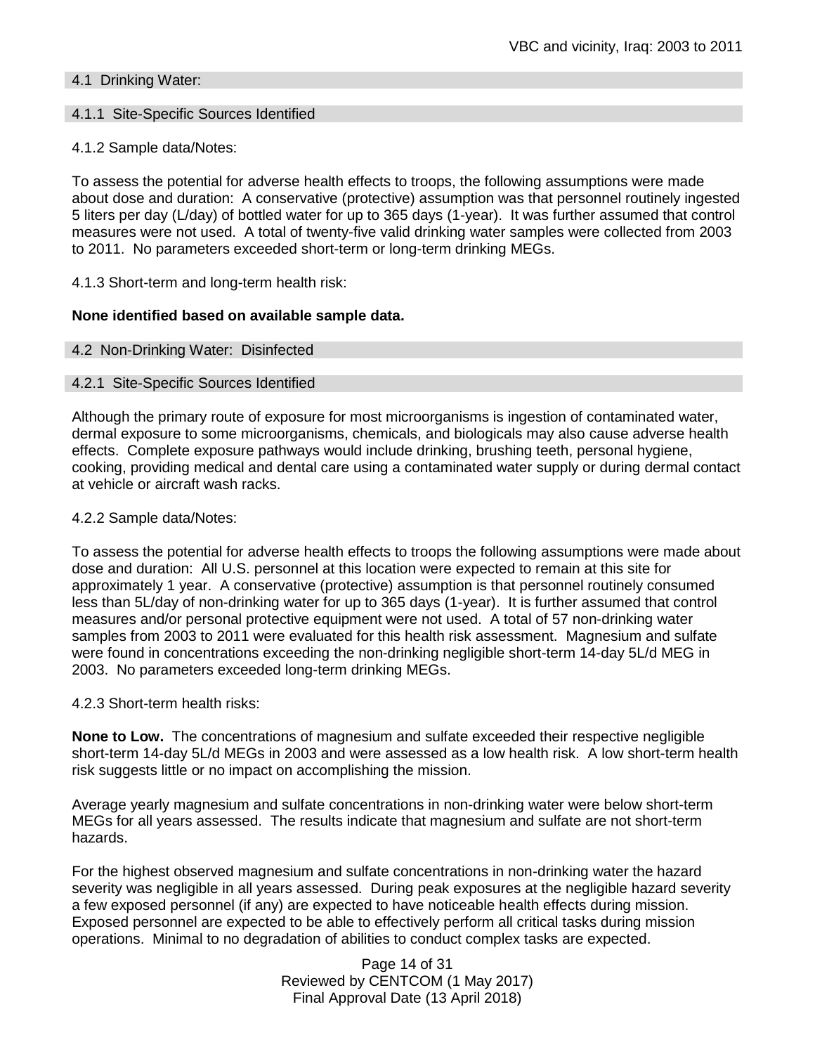### 4.1 Drinking Water:

#### 4.1.1 Site-Specific Sources Identified

4.1.2 Sample data/Notes:

To assess the potential for adverse health effects to troops, the following assumptions were made about dose and duration: A conservative (protective) assumption was that personnel routinely ingested 5 liters per day (L/day) of bottled water for up to 365 days (1-year). It was further assumed that control measures were not used. A total of twenty-five valid drinking water samples were collected from 2003 to 2011. No parameters exceeded short-term or long-term drinking MEGs.

4.1.3 Short-term and long-term health risk:

**None identified based on available sample data.**

### 4.2 Non-Drinking Water: Disinfected

#### 4.2.1 Site-Specific Sources Identified

Although the primary route of exposure for most microorganisms is ingestion of contaminated water, dermal exposure to some microorganisms, chemicals, and biologicals may also cause adverse health effects. Complete exposure pathways would include drinking, brushing teeth, personal hygiene, cooking, providing medical and dental care using a contaminated water supply or during dermal contact at vehicle or aircraft wash racks.

4.2.2 Sample data/Notes:

To assess the potential for adverse health effects to troops the following assumptions were made about dose and duration: All U.S. personnel at this location were expected to remain at this site for approximately 1 year. A conservative (protective) assumption is that personnel routinely consumed less than 5L/day of non-drinking water for up to 365 days (1-year). It is further assumed that control measures and/or personal protective equipment were not used. A total of 57 non-drinking water samples from 2003 to 2011 were evaluated for this health risk assessment. Magnesium and sulfate were found in concentrations exceeding the non-drinking negligible short-term 14-day 5L/d MEG in 2003. No parameters exceeded long-term drinking MEGs.

4.2.3 Short-term health risks:

**None to Low.** The concentrations of magnesium and sulfate exceeded their respective negligible short-term 14-day 5L/d MEGs in 2003 and were assessed as a low health risk. A low short-term health risk suggests little or no impact on accomplishing the mission.

Average yearly magnesium and sulfate concentrations in non-drinking water were below short-term MEGs for all years assessed. The results indicate that magnesium and sulfate are not short-term hazards.

For the highest observed magnesium and sulfate concentrations in non-drinking water the hazard severity was negligible in all years assessed. During peak exposures at the negligible hazard severity a few exposed personnel (if any) are expected to have noticeable health effects during mission. Exposed personnel are expected to be able to effectively perform all critical tasks during mission operations. Minimal to no degradation of abilities to conduct complex tasks are expected.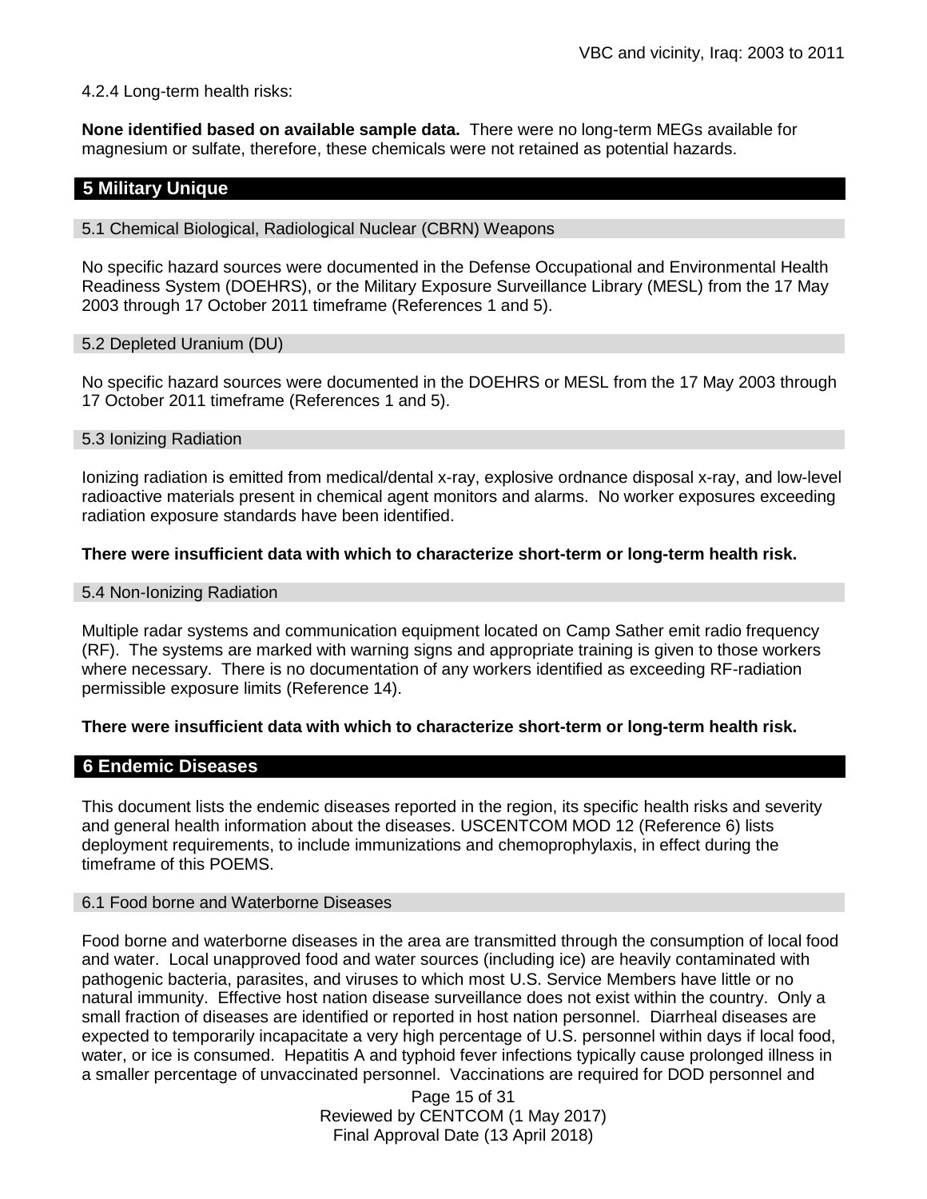4.2.4 Long-term health risks:

**None identified based on available sample data.** There were no long-term MEGs available for magnesium or sulfate, therefore, these chemicals were not retained as potential hazards.

## 5 Military Unique

### 5.1 Chemical Biological, Radiological Nuclear (CBRN) Weapons

No specific hazard sources were documented in the Defense Occupational and Environmental Health Readiness System (DOEHRS), or the Military Exposure Surveillance Library (MESL) from the 17 May 2003 through 17 October 2011 timeframe (References 1 and 5).

### 5.2 Depleted Uranium (DU)

No specific hazard sources were documented in the DOEHRS or MESL from the 17 May 2003 through 17 October 2011 timeframe (References 1 and 5).

### 5.3 Ionizing Radiation

Ionizing radiation is emitted from medical/dental x-ray, explosive ordnance disposal x-ray, and low-level radioactive materials present in chemical agent monitors and alarms. No worker exposures exceeding radiation exposure standards have been identified.

**There were insufficient data with which to characterize short-term or long-term health risk.**

### 5.4 Non-Ionizing Radiation

Multiple radar systems and communication equipment located on Camp Sather emit radio frequency (RF). The systems are marked with warning signs and appropriate training is given to those workers where necessary. There is no documentation of any workers identified as exceeding RF-radiation permissible exposure limits (Reference 14).

**There were insufficient data with which to characterize short-term or long-term health risk.**

## 6 Endemic Diseases

This document lists the endemic diseases reported in the region, its specific health risks and severity and general health information about the diseases. USCENTCOM MOD 12 (Reference 6) lists deployment requirements, to include immunizations and chemoprophylaxis, in effect during the timeframe of this POEMS.

### 6.1 Food borne and Waterborne Diseases

Food borne and waterborne diseases in the area are transmitted through the consumption of local food and water. Local unapproved food and water sources (including ice) are heavily contaminated with pathogenic bacteria, parasites, and viruses to which most U.S. Service Members have little or no natural immunity. Effective host nation disease surveillance does not exist within the country. Only a small fraction of diseases are identified or reported in host nation personnel. Diarrheal diseases are expected to temporarily incapacitate a very high percentage of U.S. personnel within days if local food, water, or ice is consumed. Hepatitis A and typhoid fever infections typically cause prolonged illness in a smaller percentage of unvaccinated personnel. Vaccinations are required for DOD personnel and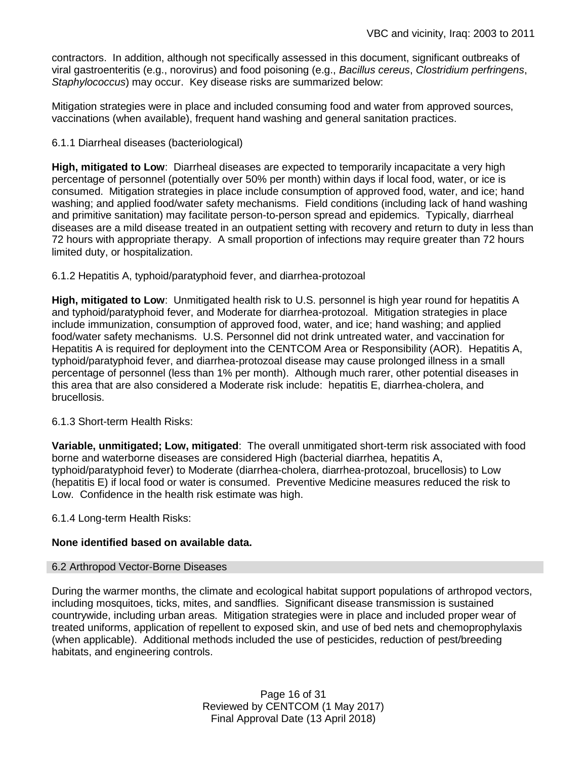contractors. In addition, although not specifically assessed in this document, significant outbreaks of viral gastroenteritis (e.g., norovirus) and food poisoning (e.g., *Bacillus cereus*, *Clostridium perfringens*, *Staphylococcus*) may occur. Key disease risks are summarized below:

Mitigation strategies were in place and included consuming food and water from approved sources, vaccinations (when available), frequent hand washing and general sanitation practices.

6.1.1 Diarrheal diseases (bacteriological)

**High, mitigated to Low**: Diarrheal diseases are expected to temporarily incapacitate a very high percentage of personnel (potentially over 50% per month) within days if local food, water, or ice is consumed. Mitigation strategies in place include consumption of approved food, water, and ice; hand washing; and applied food/water safety mechanisms. Field conditions (including lack of hand washing and primitive sanitation) may facilitate person-to-person spread and epidemics. Typically, diarrheal diseases are a mild disease treated in an outpatient setting with recovery and return to duty in less than 72 hours with appropriate therapy. A small proportion of infections may require greater than 72 hours limited duty, or hospitalization.

6.1.2 Hepatitis A, typhoid/paratyphoid fever, and diarrhea-protozoal

**High, mitigated to Low**: Unmitigated health risk to U.S. personnel is high year round for hepatitis A and typhoid/paratyphoid fever, and Moderate for diarrhea-protozoal. Mitigation strategies in place include immunization, consumption of approved food, water, and ice; hand washing; and applied food/water safety mechanisms. U.S. Personnel did not drink untreated water, and vaccination for Hepatitis A is required for deployment into the CENTCOM Area or Responsibility (AOR). Hepatitis A, typhoid/paratyphoid fever, and diarrhea-protozoal disease may cause prolonged illness in a small percentage of personnel (less than 1% per month). Although much rarer, other potential diseases in this area that are also considered a Moderate risk include: hepatitis E, diarrhea-cholera, and brucellosis.

6.1.3 Short-term Health Risks:

**Variable, unmitigated; Low, mitigated**: The overall unmitigated short-term risk associated with food borne and waterborne diseases are considered High (bacterial diarrhea, hepatitis A, typhoid/paratyphoid fever) to Moderate (diarrhea-cholera, diarrhea-protozoal, brucellosis) to Low (hepatitis E) if local food or water is consumed. Preventive Medicine measures reduced the risk to Low. Confidence in the health risk estimate was high.

6.1.4 Long-term Health Risks:

**None identified based on available data.**

## 6.2 Arthropod Vector-Borne Diseases

During the warmer months, the climate and ecological habitat support populations of arthropod vectors, including mosquitoes, ticks, mites, and sandflies. Significant disease transmission is sustained countrywide, including urban areas. Mitigation strategies were in place and included proper wear of treated uniforms, application of repellent to exposed skin, and use of bed nets and chemoprophylaxis (when applicable). Additional methods included the use of pesticides, reduction of pest/breeding habitats, and engineering controls.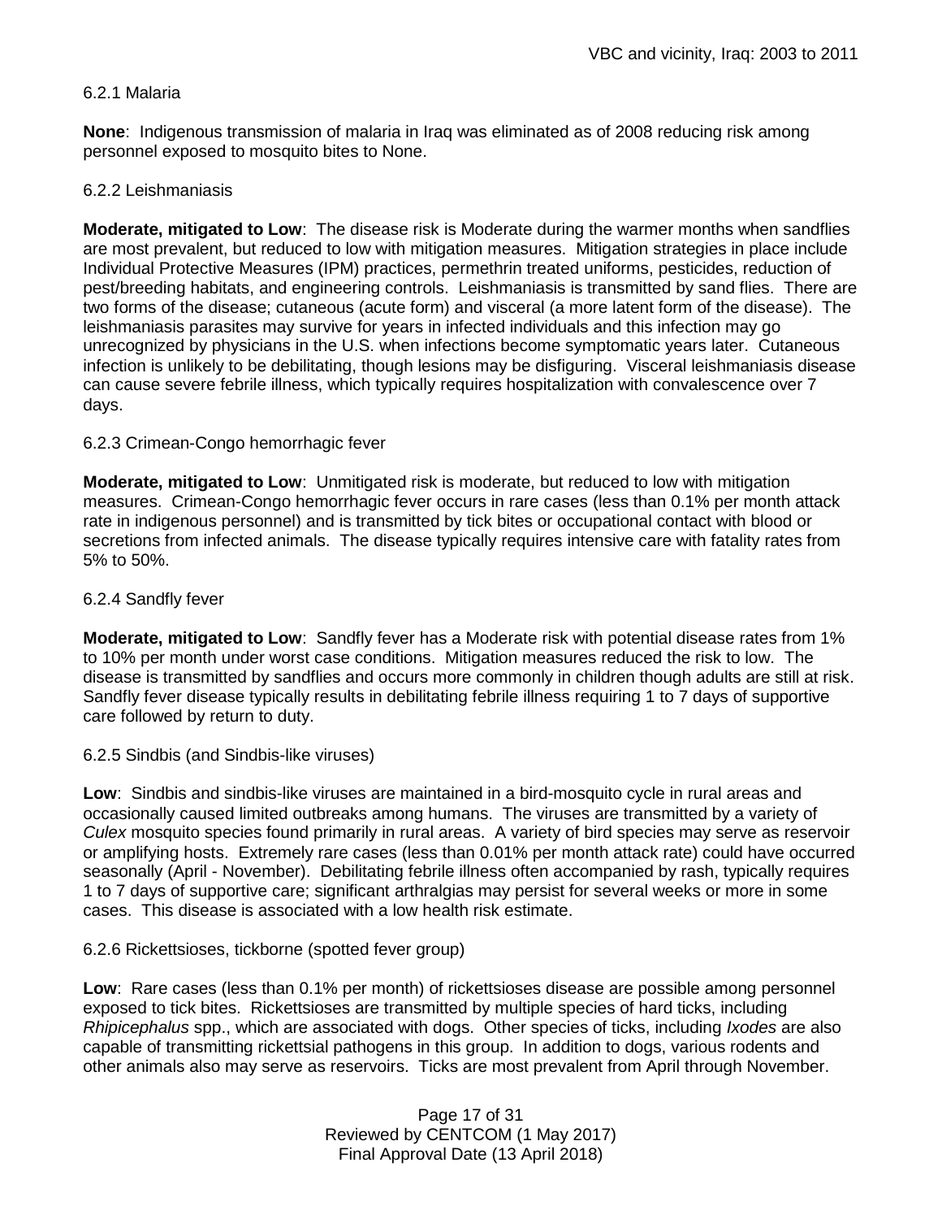#### 6.2.1 Malaria

**None**: Indigenous transmission of malaria in Iraq was eliminated as of 2008 reducing risk among personnel exposed to mosquito bites to None.

#### 6.2.2 Leishmaniasis

**Moderate, mitigated to Low**: The disease risk is Moderate during the warmer months when sandflies are most prevalent, but reduced to low with mitigation measures. Mitigation strategies in place include Individual Protective Measures (IPM) practices, permethrin treated uniforms, pesticides, reduction of pest/breeding habitats, and engineering controls. Leishmaniasis is transmitted by sand flies. There are two forms of the disease; cutaneous (acute form) and visceral (a more latent form of the disease). The leishmaniasis parasites may survive for years in infected individuals and this infection may go unrecognized by physicians in the U.S. when infections become symptomatic years later. Cutaneous infection is unlikely to be debilitating, though lesions may be disfiguring. Visceral leishmaniasis disease can cause severe febrile illness, which typically requires hospitalization with convalescence over 7 days.

#### 6.2.3 Crimean-Congo hemorrhagic fever

**Moderate, mitigated to Low**: Unmitigated risk is moderate, but reduced to low with mitigation measures. Crimean-Congo hemorrhagic fever occurs in rare cases (less than 0.1% per month attack rate in indigenous personnel) and is transmitted by tick bites or occupational contact with blood or secretions from infected animals. The disease typically requires intensive care with fatality rates from 5% to 50%.

#### 6.2.4 Sandfly fever

**Moderate, mitigated to Low**: Sandfly fever has a Moderate risk with potential disease rates from 1% to 10% per month under worst case conditions. Mitigation measures reduced the risk to low. The disease is transmitted by sandflies and occurs more commonly in children though adults are still at risk. Sandfly fever disease typically results in debilitating febrile illness requiring 1 to 7 days of supportive care followed by return to duty.

#### 6.2.5 Sindbis (and Sindbis-like viruses)

**Low**: Sindbis and sindbis-like viruses are maintained in a bird-mosquito cycle in rural areas and occasionally caused limited outbreaks among humans. The viruses are transmitted by a variety of *Culex* mosquito species found primarily in rural areas. A variety of bird species may serve as reservoir or amplifying hosts. Extremely rare cases (less than 0.01% per month attack rate) could have occurred seasonally (April - November). Debilitating febrile illness often accompanied by rash, typically requires 1 to 7 days of supportive care; significant arthralgias may persist for several weeks or more in some cases. This disease is associated with a low health risk estimate.

#### 6.2.6 Rickettsioses, tickborne (spotted fever group)

**Low**: Rare cases (less than 0.1% per month) of rickettsioses disease are possible among personnel exposed to tick bites. Rickettsioses are transmitted by multiple species of hard ticks, including *Rhipicephalus* spp., which are associated with dogs. Other species of ticks, including *Ixodes* are also capable of transmitting rickettsial pathogens in this group. In addition to dogs, various rodents and other animals also may serve as reservoirs. Ticks are most prevalent from April through November.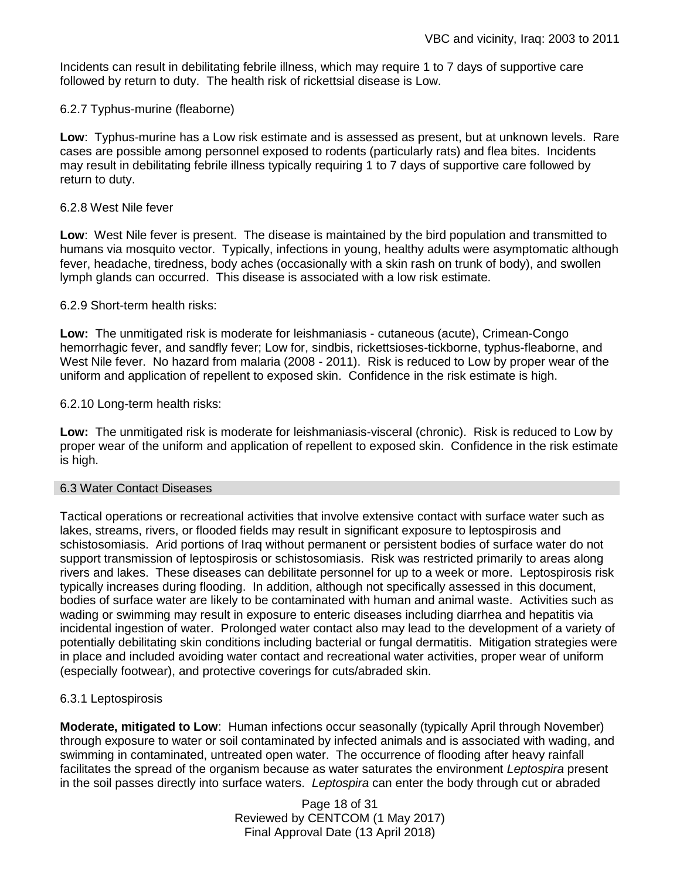Incidents can result in debilitating febrile illness, which may require 1 to 7 days of supportive care followed by return to duty. The health risk of rickettsial disease is Low.

### 6.2.7 Typhus-murine (fleaborne)

**Low**: Typhus-murine has a Low risk estimate and is assessed as present, but at unknown levels. Rare cases are possible among personnel exposed to rodents (particularly rats) and flea bites. Incidents may result in debilitating febrile illness typically requiring 1 to 7 days of supportive care followed by return to duty.

### 6.2.8 West Nile fever

**Low**: West Nile fever is present. The disease is maintained by the bird population and transmitted to humans via mosquito vector. Typically, infections in young, healthy adults were asymptomatic although fever, headache, tiredness, body aches (occasionally with a skin rash on trunk of body), and swollen lymph glands can occurred. This disease is associated with a low risk estimate.

### 6.2.9 Short-term health risks:

**Low:** The unmitigated risk is moderate for leishmaniasis - cutaneous (acute), Crimean-Congo hemorrhagic fever, and sandfly fever; Low for, sindbis, rickettsioses-tickborne, typhus-fleaborne, and West Nile fever. No hazard from malaria (2008 - 2011). Risk is reduced to Low by proper wear of the uniform and application of repellent to exposed skin. Confidence in the risk estimate is high.

### 6.2.10 Long-term health risks:

**Low:** The unmitigated risk is moderate for leishmaniasis-visceral (chronic). Risk is reduced to Low by proper wear of the uniform and application of repellent to exposed skin. Confidence in the risk estimate is high.

## 6.3 Water Contact Diseases

Tactical operations or recreational activities that involve extensive contact with surface water such as lakes, streams, rivers, or flooded fields may result in significant exposure to leptospirosis and schistosomiasis. Arid portions of Iraq without permanent or persistent bodies of surface water do not support transmission of leptospirosis or schistosomiasis. Risk was restricted primarily to areas along rivers and lakes. These diseases can debilitate personnel for up to a week or more. Leptospirosis risk typically increases during flooding. In addition, although not specifically assessed in this document, bodies of surface water are likely to be contaminated with human and animal waste. Activities such as wading or swimming may result in exposure to enteric diseases including diarrhea and hepatitis via incidental ingestion of water. Prolonged water contact also may lead to the development of a variety of potentially debilitating skin conditions including bacterial or fungal dermatitis. Mitigation strategies were in place and included avoiding water contact and recreational water activities, proper wear of uniform (especially footwear), and protective coverings for cuts/abraded skin.

### 6.3.1 Leptospirosis

**Moderate, mitigated to Low**: Human infections occur seasonally (typically April through November) through exposure to water or soil contaminated by infected animals and is associated with wading, and swimming in contaminated, untreated open water. The occurrence of flooding after heavy rainfall facilitates the spread of the organism because as water saturates the environment *Leptospira* present in the soil passes directly into surface waters. *Leptospira* can enter the body through cut or abraded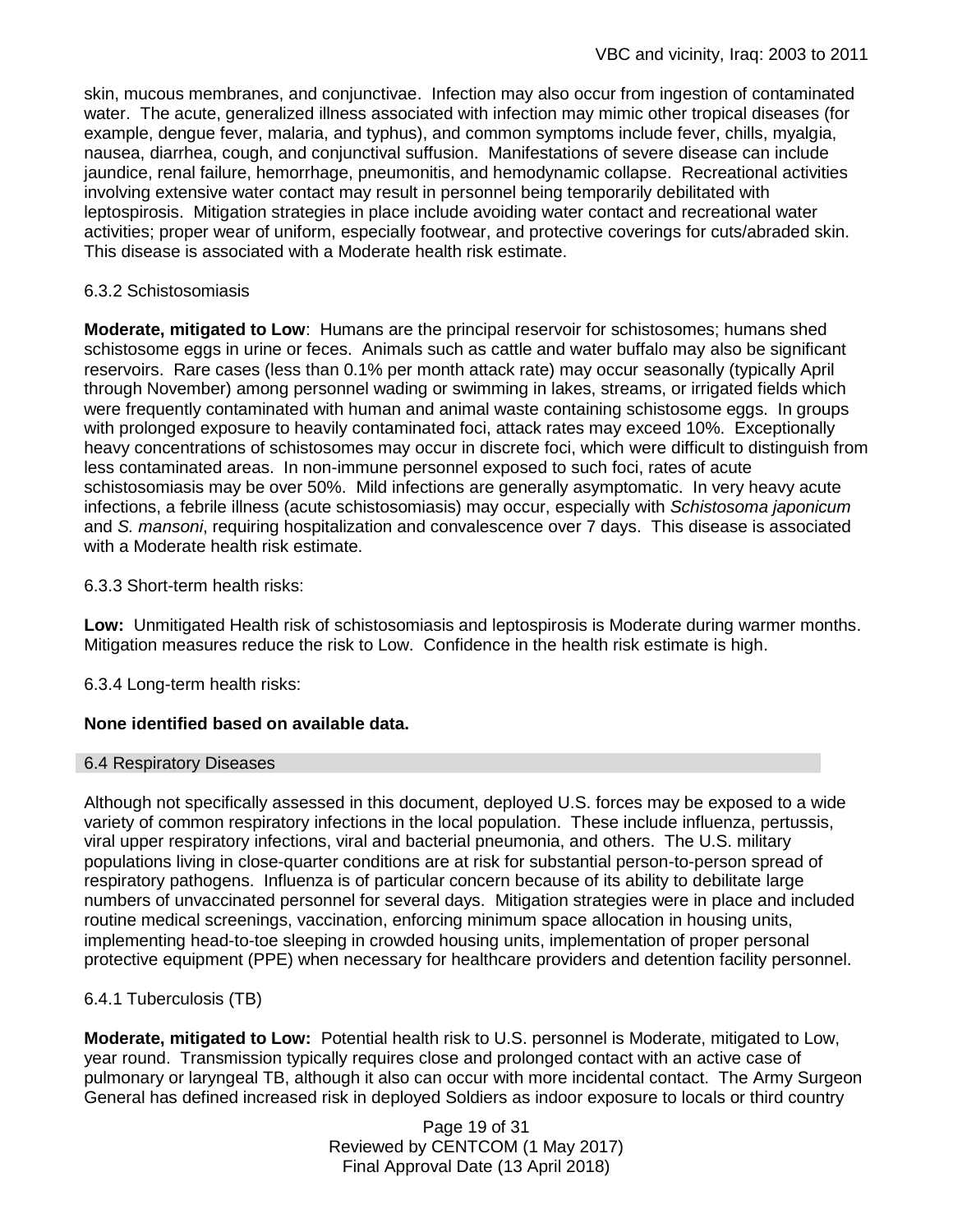skin, mucous membranes, and conjunctivae. Infection may also occur from ingestion of contaminated water. The acute, generalized illness associated with infection may mimic other tropical diseases (for example, dengue fever, malaria, and typhus), and common symptoms include fever, chills, myalgia, nausea, diarrhea, cough, and conjunctival suffusion. Manifestations of severe disease can include jaundice, renal failure, hemorrhage, pneumonitis, and hemodynamic collapse. Recreational activities involving extensive water contact may result in personnel being temporarily debilitated with leptospirosis. Mitigation strategies in place include avoiding water contact and recreational water activities; proper wear of uniform, especially footwear, and protective coverings for cuts/abraded skin. This disease is associated with a Moderate health risk estimate.

#### 6.3.2 Schistosomiasis

**Moderate, mitigated to Low**: Humans are the principal reservoir for schistosomes; humans shed schistosome eggs in urine or feces. Animals such as cattle and water buffalo may also be significant reservoirs. Rare cases (less than 0.1% per month attack rate) may occur seasonally (typically April through November) among personnel wading or swimming in lakes, streams, or irrigated fields which were frequently contaminated with human and animal waste containing schistosome eggs. In groups with prolonged exposure to heavily contaminated foci, attack rates may exceed 10%. Exceptionally heavy concentrations of schistosomes may occur in discrete foci, which were difficult to distinguish from less contaminated areas. In non-immune personnel exposed to such foci, rates of acute schistosomiasis may be over 50%. Mild infections are generally asymptomatic. In very heavy acute infections, a febrile illness (acute schistosomiasis) may occur, especially with *Schistosoma japonicum* and *S. mansoni*, requiring hospitalization and convalescence over 7 days. This disease is associated with a Moderate health risk estimate.

#### 6.3.3 Short-term health risks:

**Low:** Unmitigated Health risk of schistosomiasis and leptospirosis is Moderate during warmer months. Mitigation measures reduce the risk to Low. Confidence in the health risk estimate is high.

#### 6.3.4 Long-term health risks:

**None identified based on available data.**

### 6.4 Respiratory Diseases

Although not specifically assessed in this document, deployed U.S. forces may be exposed to a wide variety of common respiratory infections in the local population. These include influenza, pertussis, viral upper respiratory infections, viral and bacterial pneumonia, and others. The U.S. military populations living in close-quarter conditions are at risk for substantial person-to-person spread of respiratory pathogens. Influenza is of particular concern because of its ability to debilitate large numbers of unvaccinated personnel for several days. Mitigation strategies were in place and included routine medical screenings, vaccination, enforcing minimum space allocation in housing units, implementing head-to-toe sleeping in crowded housing units, implementation of proper personal protective equipment (PPE) when necessary for healthcare providers and detention facility personnel.

#### 6.4.1 Tuberculosis (TB)

**Moderate, mitigated to Low:** Potential health risk to U.S. personnel is Moderate, mitigated to Low, year round. Transmission typically requires close and prolonged contact with an active case of pulmonary or laryngeal TB, although it also can occur with more incidental contact. The Army Surgeon General has defined increased risk in deployed Soldiers as indoor exposure to locals or third country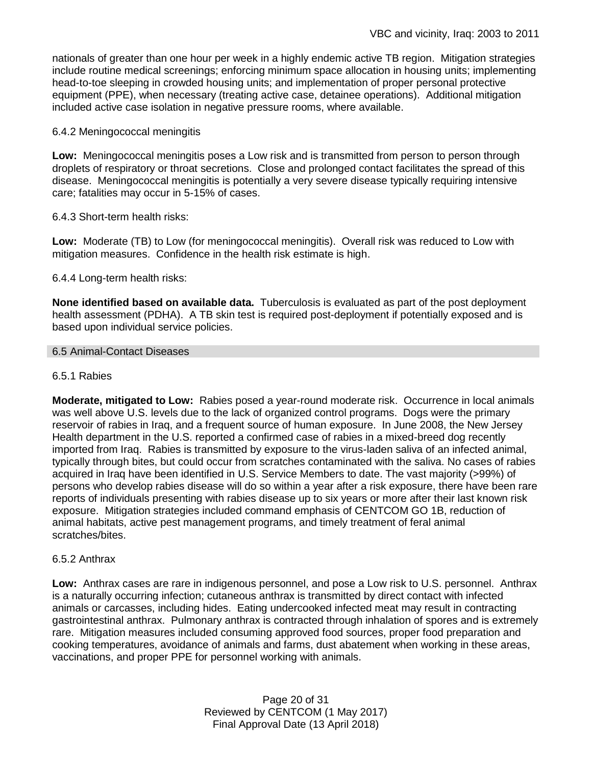nationals of greater than one hour per week in a highly endemic active TB region. Mitigation strategies include routine medical screenings; enforcing minimum space allocation in housing units; implementing head-to-toe sleeping in crowded housing units; and implementation of proper personal protective equipment (PPE), when necessary (treating active case, detainee operations). Additional mitigation included active case isolation in negative pressure rooms, where available.

#### 6.4.2 Meningococcal meningitis

**Low:** Meningococcal meningitis poses a Low risk and is transmitted from person to person through droplets of respiratory or throat secretions. Close and prolonged contact facilitates the spread of this disease. Meningococcal meningitis is potentially a very severe disease typically requiring intensive care; fatalities may occur in 5-15% of cases.

#### 6.4.3 Short-term health risks:

**Low:** Moderate (TB) to Low (for meningococcal meningitis). Overall risk was reduced to Low with mitigation measures. Confidence in the health risk estimate is high.

#### 6.4.4 Long-term health risks:

**None identified based on available data.** Tuberculosis is evaluated as part of the post deployment health assessment (PDHA). A TB skin test is required post-deployment if potentially exposed and is based upon individual service policies.

### 6.5 Animal-Contact Diseases

#### 6.5.1 Rabies

**Moderate, mitigated to Low:** Rabies posed a year-round moderate risk. Occurrence in local animals was well above U.S. levels due to the lack of organized control programs. Dogs were the primary reservoir of rabies in Iraq, and a frequent source of human exposure. In June 2008, the New Jersey Health department in the U.S. reported a confirmed case of rabies in a mixed-breed dog recently imported from Iraq. Rabies is transmitted by exposure to the virus-laden saliva of an infected animal, typically through bites, but could occur from scratches contaminated with the saliva. No cases of rabies acquired in Iraq have been identified in U.S. Service Members to date. The vast majority (>99%) of persons who develop rabies disease will do so within a year after a risk exposure, there have been rare reports of individuals presenting with rabies disease up to six years or more after their last known risk exposure. Mitigation strategies included command emphasis of CENTCOM GO 1B, reduction of animal habitats, active pest management programs, and timely treatment of feral animal scratches/bites.

#### 6.5.2 Anthrax

**Low:** Anthrax cases are rare in indigenous personnel, and pose a Low risk to U.S. personnel. Anthrax is a naturally occurring infection; cutaneous anthrax is transmitted by direct contact with infected animals or carcasses, including hides. Eating undercooked infected meat may result in contracting gastrointestinal anthrax. Pulmonary anthrax is contracted through inhalation of spores and is extremely rare. Mitigation measures included consuming approved food sources, proper food preparation and cooking temperatures, avoidance of animals and farms, dust abatement when working in these areas, vaccinations, and proper PPE for personnel working with animals.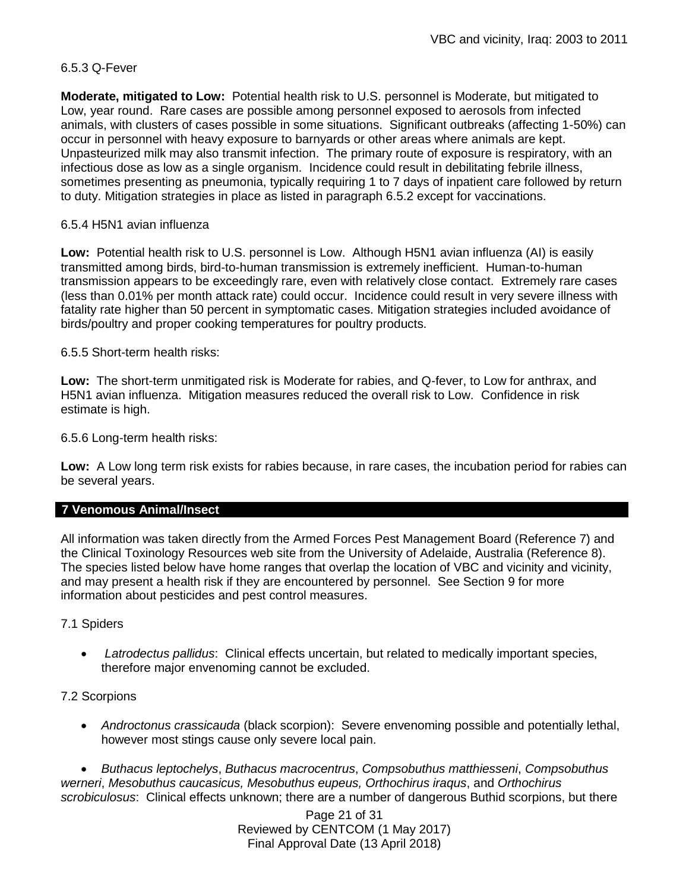6.5.3 Q-Fever

**Moderate, mitigated to Low:** Potential health risk to U.S. personnel is Moderate, but mitigated to Low, year round. Rare cases are possible among personnel exposed to aerosols from infected animals, with clusters of cases possible in some situations. Significant outbreaks (affecting 1-50%) can occur in personnel with heavy exposure to barnyards or other areas where animals are kept. Unpasteurized milk may also transmit infection. The primary route of exposure is respiratory, with an infectious dose as low as a single organism. Incidence could result in debilitating febrile illness, sometimes presenting as pneumonia, typically requiring 1 to 7 days of inpatient care followed by return to duty. Mitigation strategies in place as listed in paragraph 6.5.2 except for vaccinations.

6.5.4 H5N1 avian influenza

**Low:** Potential health risk to U.S. personnel is Low. Although H5N1 avian influenza (AI) is easily transmitted among birds, bird-to-human transmission is extremely inefficient. Human-to-human transmission appears to be exceedingly rare, even with relatively close contact. Extremely rare cases (less than 0.01% per month attack rate) could occur. Incidence could result in very severe illness with fatality rate higher than 50 percent in symptomatic cases. Mitigation strategies included avoidance of birds/poultry and proper cooking temperatures for poultry products.

6.5.5 Short-term health risks:

**Low:** The short-term unmitigated risk is Moderate for rabies, and Q-fever, to Low for anthrax, and H5N1 avian influenza. Mitigation measures reduced the overall risk to Low. Confidence in risk estimate is high.

6.5.6 Long-term health risks:

**Low:** A Low long term risk exists for rabies because, in rare cases, the incubation period for rabies can be several years.

## 7 Venomous Animal/Insect

All information was taken directly from the Armed Forces Pest Management Board (Reference 7) and the Clinical Toxinology Resources web site from the University of Adelaide, Australia (Reference 8). The species listed below have home ranges that overlap the location of VBC and vicinity and vicinity, and may present a health risk if they are encountered by personnel. See Section 9 for more information about pesticides and pest control measures.

7.1 Spiders

- *Latrodectus pallidus*: Clinical effects uncertain, but related to medically important species, therefore major envenoming cannot be excluded.

7.2 Scorpions

- *Androctonus crassicauda* (black scorpion): Severe envenoming possible and potentially lethal, however most stings cause only severe local pain.
- *Buthacus leptochelys*, *Buthacus macrocentrus*, *Compsobuthus matthiesseni*, *Compsobuthus werneri*, *Mesobuthus caucasicus, Mesobuthus eupeus, Orthochirus iraqus*, and *Orthochirus scrobiculosus*: Clinical effects unknown; there are a number of dangerous Buthid scorpions, but there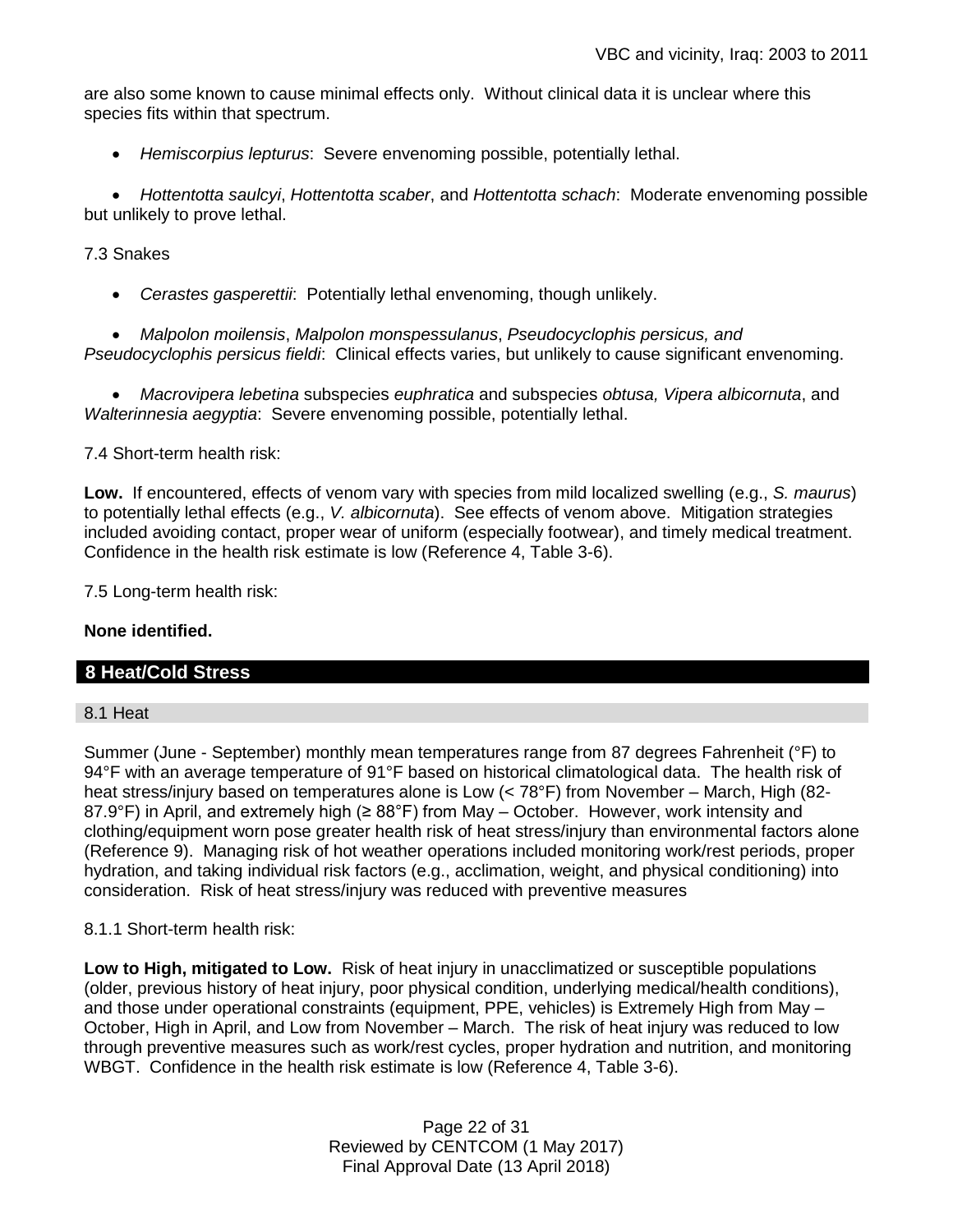are also some known to cause minimal effects only. Without clinical data it is unclear where this species fits within that spectrum.

- *Hemiscorpius lepturus*: Severe envenoming possible, potentially lethal.

- *Hottentotta saulcyi*, *Hottentotta scaber*, and *Hottentotta schach*: Moderate envenoming possible but unlikely to prove lethal.

7.3 Snakes

- *Cerastes gasperettii*: Potentially lethal envenoming, though unlikely.

- *Malpolon moilensis*, *Malpolon monspessulanus*, *Pseudocyclophis persicus, and Pseudocyclophis persicus fieldi*: Clinical effects varies, but unlikely to cause significant envenoming.

- *Macrovipera lebetina* subspecies *euphratica* and subspecies *obtusa, Vipera albicornuta*, and *Walterinnesia aegyptia*: Severe envenoming possible, potentially lethal.

7.4 Short-term health risk:

**Low.** If encountered, effects of venom vary with species from mild localized swelling (e.g., *S. maurus*) to potentially lethal effects (e.g., *V. albicornuta*). See effects of venom above. Mitigation strategies included avoiding contact, proper wear of uniform (especially footwear), and timely medical treatment. Confidence in the health risk estimate is low (Reference 4, Table 3-6).

7.5 Long-term health risk:

**None identified.**

## 8 Heat/Cold Stress

### 8.1 Heat

Summer (June - September) monthly mean temperatures range from 87 degrees Fahrenheit (°F) to 94°F with an average temperature of 91°F based on historical climatological data. The health risk of heat stress/injury based on temperatures alone is Low (< 78°F) from November – March, High (82-87.9°F) in April, and extremely high (≥ 88°F) from May – October. However, work intensity and clothing/equipment worn pose greater health risk of heat stress/injury than environmental factors alone (Reference 9). Managing risk of hot weather operations included monitoring work/rest periods, proper hydration, and taking individual risk factors (e.g., acclimation, weight, and physical conditioning) into consideration. Risk of heat stress/injury was reduced with preventive measures

8.1.1 Short-term health risk:

**Low to High, mitigated to Low.** Risk of heat injury in unacclimatized or susceptible populations (older, previous history of heat injury, poor physical condition, underlying medical/health conditions), and those under operational constraints (equipment, PPE, vehicles) is Extremely High from May – October, High in April, and Low from November – March. The risk of heat injury was reduced to low through preventive measures such as work/rest cycles, proper hydration and nutrition, and monitoring WBGT. Confidence in the health risk estimate is low (Reference 4, Table 3-6).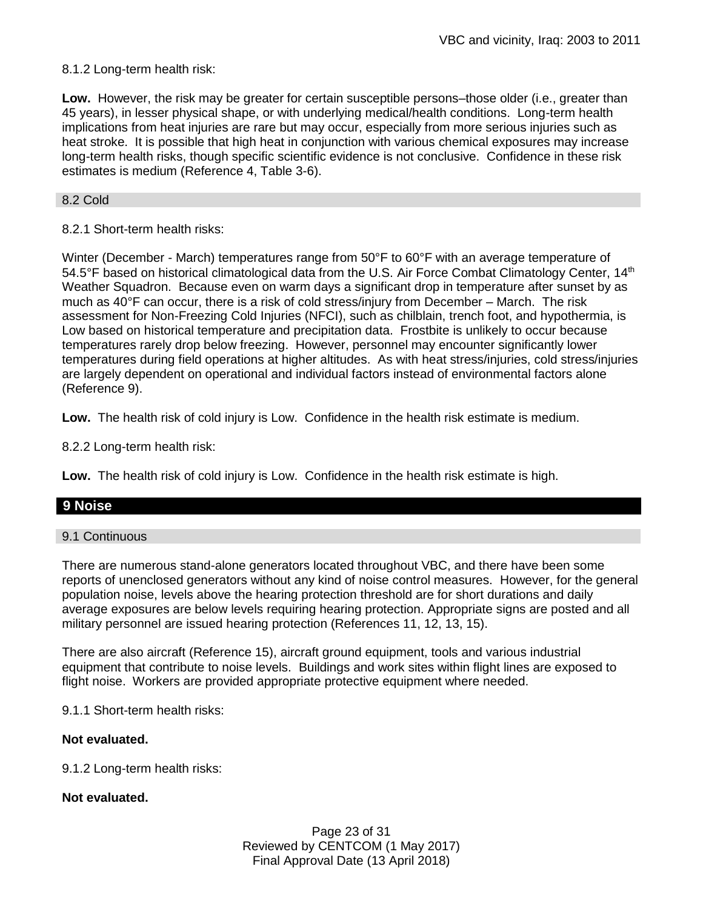8.1.2 Long-term health risk:

**Low.** However, the risk may be greater for certain susceptible persons–those older (i.e., greater than 45 years), in lesser physical shape, or with underlying medical/health conditions. Long-term health implications from heat injuries are rare but may occur, especially from more serious injuries such as heat stroke. It is possible that high heat in conjunction with various chemical exposures may increase long-term health risks, though specific scientific evidence is not conclusive. Confidence in these risk estimates is medium (Reference 4, Table 3-6).

### 8.2 Cold

8.2.1 Short-term health risks:

Winter (December - March) temperatures range from 50°F to 60°F with an average temperature of 54.5°F based on historical climatological data from the U.S. Air Force Combat Climatology Center, 14th Weather Squadron. Because even on warm days a significant drop in temperature after sunset by as much as 40°F can occur, there is a risk of cold stress/injury from December – March. The risk assessment for Non-Freezing Cold Injuries (NFCI), such as chilblain, trench foot, and hypothermia, is Low based on historical temperature and precipitation data. Frostbite is unlikely to occur because temperatures rarely drop below freezing. However, personnel may encounter significantly lower temperatures during field operations at higher altitudes. As with heat stress/injuries, cold stress/injuries are largely dependent on operational and individual factors instead of environmental factors alone (Reference 9).

**Low.** The health risk of cold injury is Low. Confidence in the health risk estimate is medium.

8.2.2 Long-term health risk:

**Low.** The health risk of cold injury is Low. Confidence in the health risk estimate is high.

## 9 Noise

### 9.1 Continuous

There are numerous stand-alone generators located throughout VBC, and there have been some reports of unenclosed generators without any kind of noise control measures. However, for the general population noise, levels above the hearing protection threshold are for short durations and daily average exposures are below levels requiring hearing protection. Appropriate signs are posted and all military personnel are issued hearing protection (References 11, 12, 13, 15).

There are also aircraft (Reference 15), aircraft ground equipment, tools and various industrial equipment that contribute to noise levels. Buildings and work sites within flight lines are exposed to flight noise. Workers are provided appropriate protective equipment where needed.

9.1.1 Short-term health risks:

**Not evaluated.**

9.1.2 Long-term health risks:

**Not evaluated.**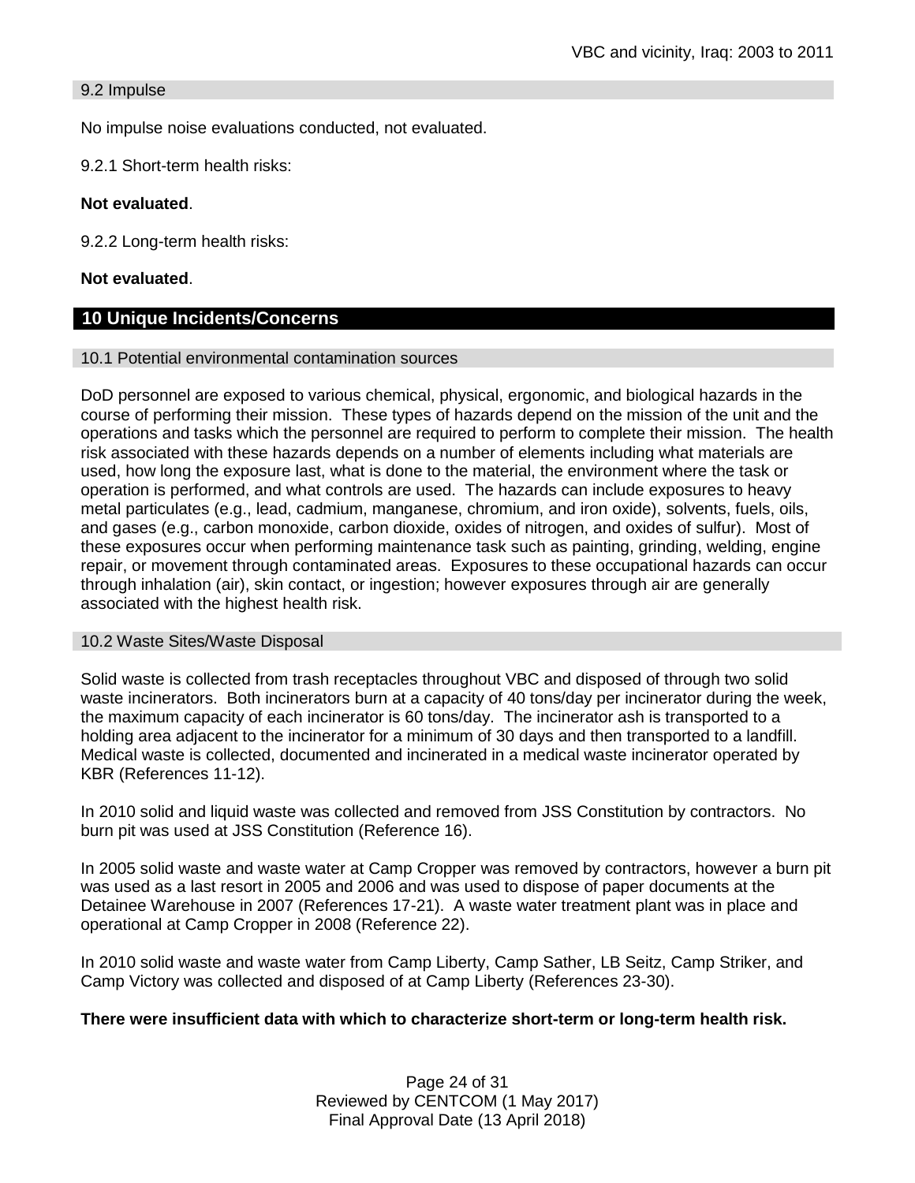### 9.2 Impulse

No impulse noise evaluations conducted, not evaluated.

9.2.1 Short-term health risks:

**Not evaluated**.

9.2.2 Long-term health risks:

**Not evaluated**.

## 10 Unique Incidents/Concerns

### 10.1 Potential environmental contamination sources

DoD personnel are exposed to various chemical, physical, ergonomic, and biological hazards in the course of performing their mission. These types of hazards depend on the mission of the unit and the operations and tasks which the personnel are required to perform to complete their mission. The health risk associated with these hazards depends on a number of elements including what materials are used, how long the exposure last, what is done to the material, the environment where the task or operation is performed, and what controls are used. The hazards can include exposures to heavy metal particulates (e.g., lead, cadmium, manganese, chromium, and iron oxide), solvents, fuels, oils, and gases (e.g., carbon monoxide, carbon dioxide, oxides of nitrogen, and oxides of sulfur). Most of these exposures occur when performing maintenance task such as painting, grinding, welding, engine repair, or movement through contaminated areas. Exposures to these occupational hazards can occur through inhalation (air), skin contact, or ingestion; however exposures through air are generally associated with the highest health risk.

### 10.2 Waste Sites/Waste Disposal

Solid waste is collected from trash receptacles throughout VBC and disposed of through two solid waste incinerators. Both incinerators burn at a capacity of 40 tons/day per incinerator during the week, the maximum capacity of each incinerator is 60 tons/day. The incinerator ash is transported to a holding area adjacent to the incinerator for a minimum of 30 days and then transported to a landfill. Medical waste is collected, documented and incinerated in a medical waste incinerator operated by KBR (References 11-12).

In 2010 solid and liquid waste was collected and removed from JSS Constitution by contractors. No burn pit was used at JSS Constitution (Reference 16).

In 2005 solid waste and waste water at Camp Cropper was removed by contractors, however a burn pit was used as a last resort in 2005 and 2006 and was used to dispose of paper documents at the Detainee Warehouse in 2007 (References 17-21). A waste water treatment plant was in place and operational at Camp Cropper in 2008 (Reference 22).

In 2010 solid waste and waste water from Camp Liberty, Camp Sather, LB Seitz, Camp Striker, and Camp Victory was collected and disposed of at Camp Liberty (References 23-30).

**There were insufficient data with which to characterize short-term or long-term health risk.**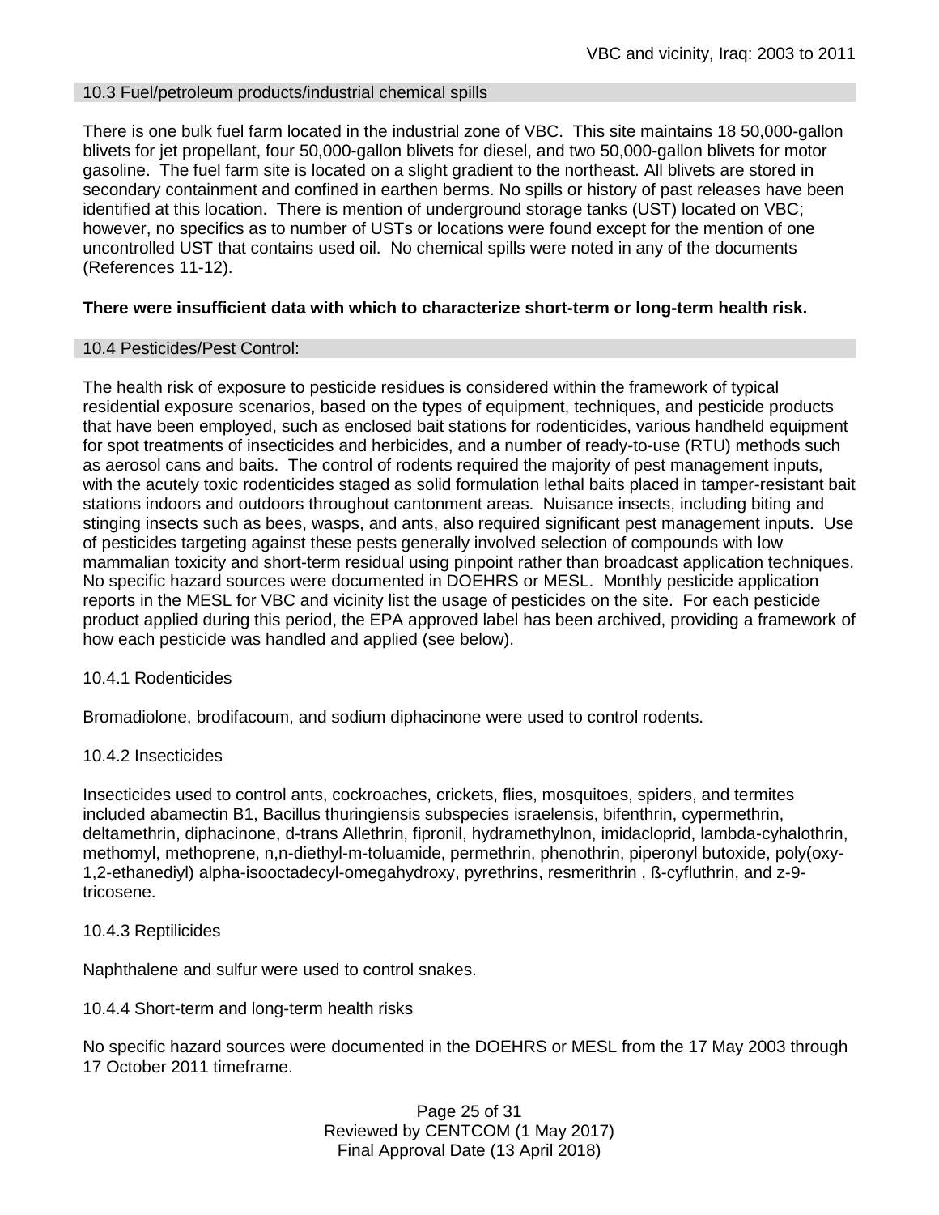## 10.3 Fuel/petroleum products/industrial chemical spills

There is one bulk fuel farm located in the industrial zone of VBC. This site maintains 18 50,000-gallon blivets for jet propellant, four 50,000-gallon blivets for diesel, and two 50,000-gallon blivets for motor gasoline. The fuel farm site is located on a slight gradient to the northeast. All blivets are stored in secondary containment and confined in earthen berms. No spills or history of past releases have been identified at this location. There is mention of underground storage tanks (UST) located on VBC; however, no specifics as to number of USTs or locations were found except for the mention of one uncontrolled UST that contains used oil. No chemical spills were noted in any of the documents (References 11-12).

**There were insufficient data with which to characterize short-term or long-term health risk.**

## 10.4 Pesticides/Pest Control:

The health risk of exposure to pesticide residues is considered within the framework of typical residential exposure scenarios, based on the types of equipment, techniques, and pesticide products that have been employed, such as enclosed bait stations for rodenticides, various handheld equipment for spot treatments of insecticides and herbicides, and a number of ready-to-use (RTU) methods such as aerosol cans and baits. The control of rodents required the majority of pest management inputs, with the acutely toxic rodenticides staged as solid formulation lethal baits placed in tamper-resistant bait stations indoors and outdoors throughout cantonment areas. Nuisance insects, including biting and stinging insects such as bees, wasps, and ants, also required significant pest management inputs. Use of pesticides targeting against these pests generally involved selection of compounds with low mammalian toxicity and short-term residual using pinpoint rather than broadcast application techniques. No specific hazard sources were documented in DOEHRS or MESL. Monthly pesticide application reports in the MESL for VBC and vicinity list the usage of pesticides on the site. For each pesticide product applied during this period, the EPA approved label has been archived, providing a framework of how each pesticide was handled and applied (see below).

### 10.4.1 Rodenticides

Bromadiolone, brodifacoum, and sodium diphacinone were used to control rodents.

### 10.4.2 Insecticides

Insecticides used to control ants, cockroaches, crickets, flies, mosquitoes, spiders, and termites included abamectin B1, Bacillus thuringiensis subspecies israelensis, bifenthrin, cypermethrin, deltamethrin, diphacinone, d-trans Allethrin, fipronil, hydramethylnon, imidacloprid, lambda-cyhalothrin, methomyl, methoprene, n,n-diethyl-m-toluamide, permethrin, phenothrin, piperonyl butoxide, poly(oxy-1,2-ethanediyl) alpha-isooctadecyl-omegahydroxy, pyrethrins, resmerithrin , ß-cyfluthrin, and z-9-tricosene.

### 10.4.3 Reptilicides

Naphthalene and sulfur were used to control snakes.

### 10.4.4 Short-term and long-term health risks

No specific hazard sources were documented in the DOEHRS or MESL from the 17 May 2003 through 17 October 2011 timeframe.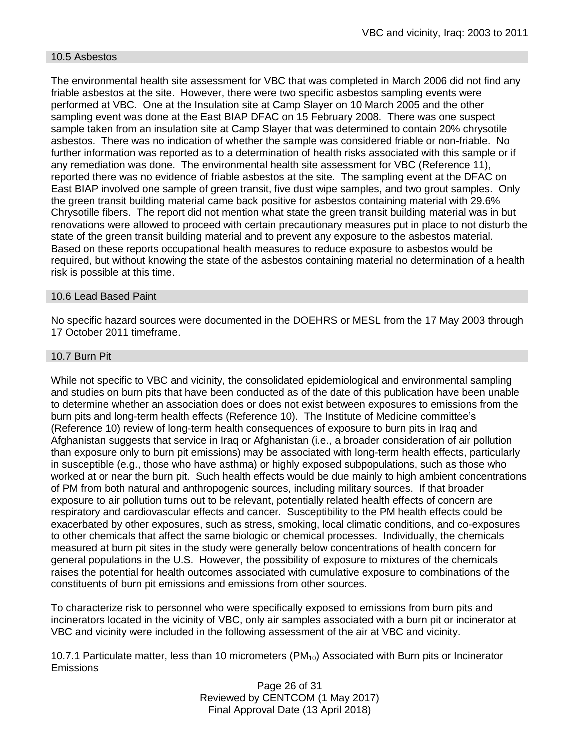### 10.5 Asbestos

The environmental health site assessment for VBC that was completed in March 2006 did not find any friable asbestos at the site. However, there were two specific asbestos sampling events were performed at VBC. One at the Insulation site at Camp Slayer on 10 March 2005 and the other sampling event was done at the East BIAP DFAC on 15 February 2008. There was one suspect sample taken from an insulation site at Camp Slayer that was determined to contain 20% chrysotile asbestos. There was no indication of whether the sample was considered friable or non-friable. No further information was reported as to a determination of health risks associated with this sample or if any remediation was done. The environmental health site assessment for VBC (Reference 11), reported there was no evidence of friable asbestos at the site. The sampling event at the DFAC on East BIAP involved one sample of green transit, five dust wipe samples, and two grout samples. Only the green transit building material came back positive for asbestos containing material with 29.6% Chrysotille fibers. The report did not mention what state the green transit building material was in but renovations were allowed to proceed with certain precautionary measures put in place to not disturb the state of the green transit building material and to prevent any exposure to the asbestos material. Based on these reports occupational health measures to reduce exposure to asbestos would be required, but without knowing the state of the asbestos containing material no determination of a health risk is possible at this time.

### 10.6 Lead Based Paint

No specific hazard sources were documented in the DOEHRS or MESL from the 17 May 2003 through 17 October 2011 timeframe.

### 10.7 Burn Pit

While not specific to VBC and vicinity, the consolidated epidemiological and environmental sampling and studies on burn pits that have been conducted as of the date of this publication have been unable to determine whether an association does or does not exist between exposures to emissions from the burn pits and long-term health effects (Reference 10). The Institute of Medicine committee's (Reference 10) review of long-term health consequences of exposure to burn pits in Iraq and Afghanistan suggests that service in Iraq or Afghanistan (i.e., a broader consideration of air pollution than exposure only to burn pit emissions) may be associated with long-term health effects, particularly in susceptible (e.g., those who have asthma) or highly exposed subpopulations, such as those who worked at or near the burn pit. Such health effects would be due mainly to high ambient concentrations of PM from both natural and anthropogenic sources, including military sources. If that broader exposure to air pollution turns out to be relevant, potentially related health effects of concern are respiratory and cardiovascular effects and cancer. Susceptibility to the PM health effects could be exacerbated by other exposures, such as stress, smoking, local climatic conditions, and co-exposures to other chemicals that affect the same biologic or chemical processes. Individually, the chemicals measured at burn pit sites in the study were generally below concentrations of health concern for general populations in the U.S. However, the possibility of exposure to mixtures of the chemicals raises the potential for health outcomes associated with cumulative exposure to combinations of the constituents of burn pit emissions and emissions from other sources.

To characterize risk to personnel who were specifically exposed to emissions from burn pits and incinerators located in the vicinity of VBC, only air samples associated with a burn pit or incinerator at VBC and vicinity were included in the following assessment of the air at VBC and vicinity.

10.7.1 Particulate matter, less than 10 micrometers ($PM_{10}$) Associated with Burn pits or Incinerator Emissions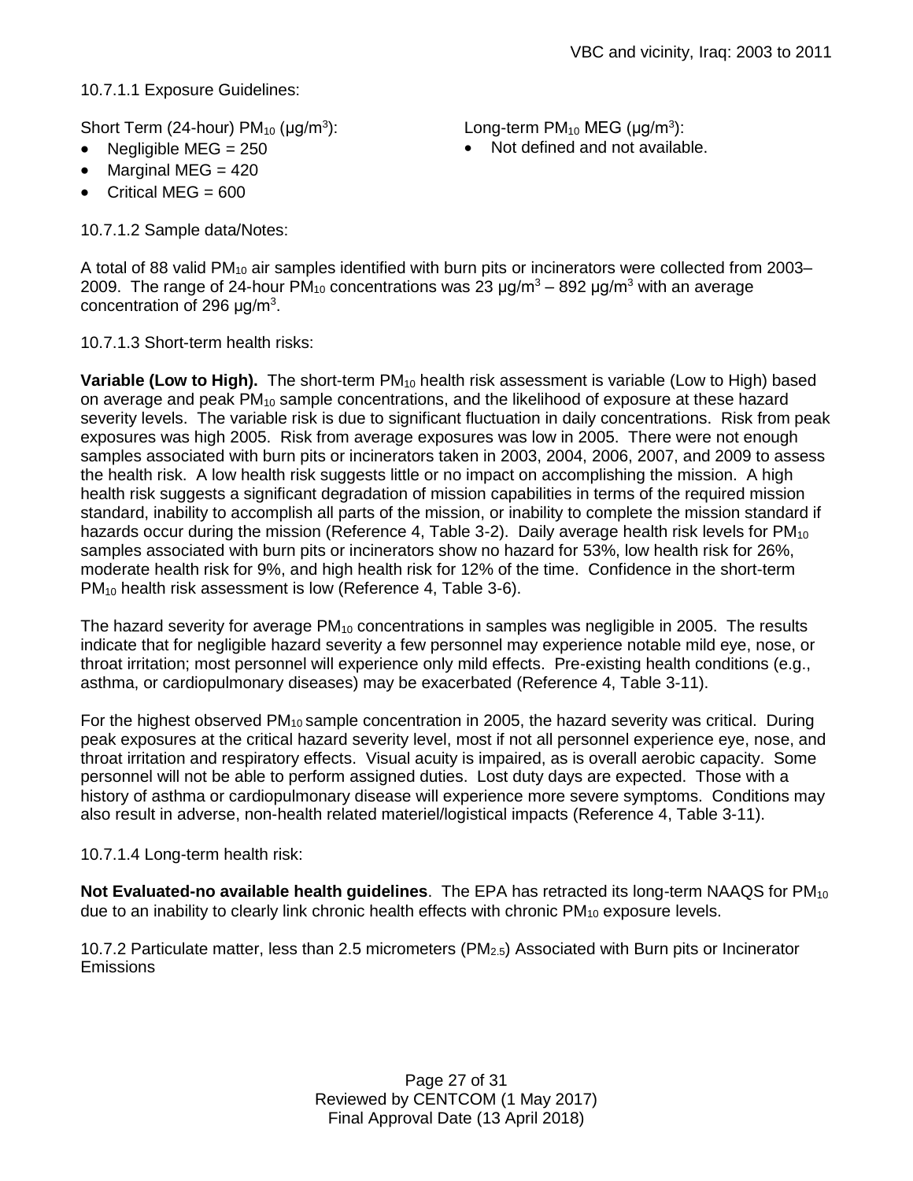10.7.1.1 Exposure Guidelines:

Short Term (24-hour) $PM_{10}$ (μg/m$^3$):

- Negligible MEG = 250
- Marginal MEG = 420
- Critical MEG = 600

Long-term $PM_{10}$ MEG (μg/m$^3$):

- Not defined and not available.

10.7.1.2 Sample data/Notes:

A total of 88 valid $PM_{10}$ air samples identified with burn pits or incinerators were collected from 2003–2009. The range of 24-hour $PM_{10}$ concentrations was 23 μg/m$^3$ – 892 μg/m$^3$ with an average concentration of 296 μg/m$^3$.

10.7.1.3 Short-term health risks:

**Variable (Low to High).** The short-term $PM_{10}$ health risk assessment is variable (Low to High) based on average and peak $PM_{10}$ sample concentrations, and the likelihood of exposure at these hazard severity levels. The variable risk is due to significant fluctuation in daily concentrations. Risk from peak exposures was high 2005. Risk from average exposures was low in 2005. There were not enough samples associated with burn pits or incinerators taken in 2003, 2004, 2006, 2007, and 2009 to assess the health risk. A low health risk suggests little or no impact on accomplishing the mission. A high health risk suggests a significant degradation of mission capabilities in terms of the required mission standard, inability to accomplish all parts of the mission, or inability to complete the mission standard if hazards occur during the mission (Reference 4, Table 3-2). Daily average health risk levels for $PM_{10}$ samples associated with burn pits or incinerators show no hazard for 53%, low health risk for 26%, moderate health risk for 9%, and high health risk for 12% of the time. Confidence in the short-term $PM_{10}$ health risk assessment is low (Reference 4, Table 3-6).

The hazard severity for average $PM_{10}$ concentrations in samples was negligible in 2005. The results indicate that for negligible hazard severity a few personnel may experience notable mild eye, nose, or throat irritation; most personnel will experience only mild effects. Pre-existing health conditions (e.g., asthma, or cardiopulmonary diseases) may be exacerbated (Reference 4, Table 3-11).

For the highest observed $PM_{10}$ sample concentration in 2005, the hazard severity was critical. During peak exposures at the critical hazard severity level, most if not all personnel experience eye, nose, and throat irritation and respiratory effects. Visual acuity is impaired, as is overall aerobic capacity. Some personnel will not be able to perform assigned duties. Lost duty days are expected. Those with a history of asthma or cardiopulmonary disease will experience more severe symptoms. Conditions may also result in adverse, non-health related materiel/logistical impacts (Reference 4, Table 3-11).

10.7.1.4 Long-term health risk:

**Not Evaluated-no available health guidelines**. The EPA has retracted its long-term NAAQS for $PM_{10}$ due to an inability to clearly link chronic health effects with chronic $PM_{10}$ exposure levels.

10.7.2 Particulate matter, less than 2.5 micrometers ($PM_{2.5}$) Associated with Burn pits or Incinerator Emissions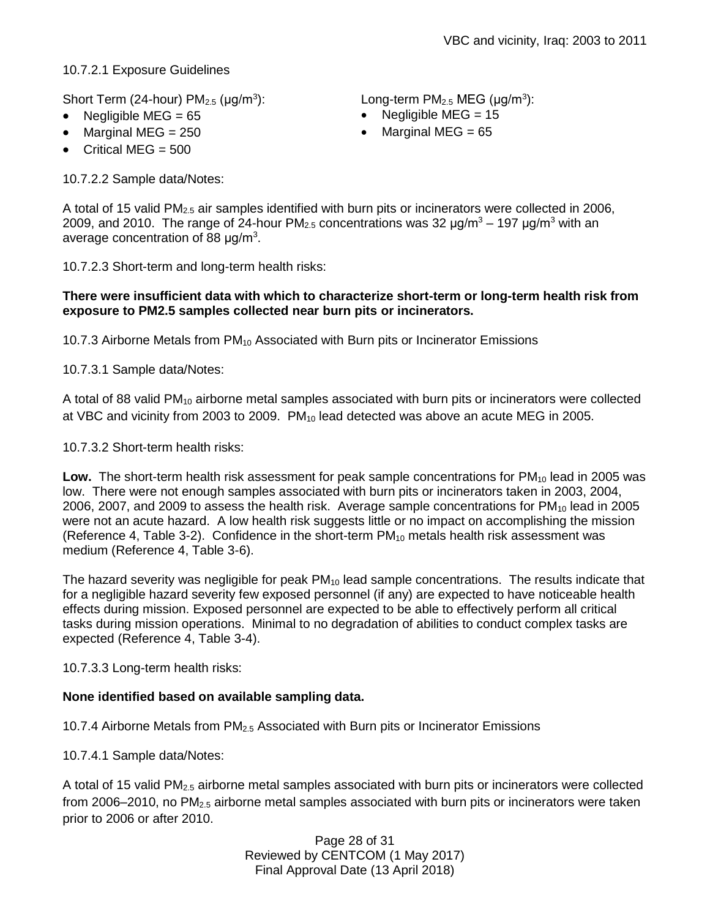10.7.2.1 Exposure Guidelines

Short Term (24-hour) $PM_{2.5}$ (μg/m$^3$):

- Negligible MEG = 65
- Marginal MEG = 250
- Critical MEG = 500

Long-term $PM_{2.5}$ MEG (μg/m$^3$):

- Negligible MEG = 15
- Marginal MEG = 65

10.7.2.2 Sample data/Notes:

A total of 15 valid $PM_{2.5}$ air samples identified with burn pits or incinerators were collected in 2006, 2009, and 2010. The range of 24-hour $PM_{2.5}$ concentrations was 32 μg/m$^3$ – 197 μg/m$^3$ with an average concentration of 88 μg/m$^3$.

10.7.2.3 Short-term and long-term health risks:

**There were insufficient data with which to characterize short-term or long-term health risk from exposure to PM2.5 samples collected near burn pits or incinerators.**

10.7.3 Airborne Metals from $PM_{10}$ Associated with Burn pits or Incinerator Emissions

10.7.3.1 Sample data/Notes:

A total of 88 valid $PM_{10}$ airborne metal samples associated with burn pits or incinerators were collected at VBC and vicinity from 2003 to 2009. $PM_{10}$ lead detected was above an acute MEG in 2005.

10.7.3.2 Short-term health risks:

**Low.** The short-term health risk assessment for peak sample concentrations for $PM_{10}$ lead in 2005 was low. There were not enough samples associated with burn pits or incinerators taken in 2003, 2004, 2006, 2007, and 2009 to assess the health risk. Average sample concentrations for $PM_{10}$ lead in 2005 were not an acute hazard. A low health risk suggests little or no impact on accomplishing the mission (Reference 4, Table 3-2). Confidence in the short-term $PM_{10}$ metals health risk assessment was medium (Reference 4, Table 3-6).

The hazard severity was negligible for peak $PM_{10}$ lead sample concentrations. The results indicate that for a negligible hazard severity few exposed personnel (if any) are expected to have noticeable health effects during mission. Exposed personnel are expected to be able to effectively perform all critical tasks during mission operations. Minimal to no degradation of abilities to conduct complex tasks are expected (Reference 4, Table 3-4).

10.7.3.3 Long-term health risks:

**None identified based on available sampling data.**

10.7.4 Airborne Metals from $PM_{2.5}$ Associated with Burn pits or Incinerator Emissions

10.7.4.1 Sample data/Notes:

A total of 15 valid $PM_{2.5}$ airborne metal samples associated with burn pits or incinerators were collected from 2006–2010, no $PM_{2.5}$ airborne metal samples associated with burn pits or incinerators were taken prior to 2006 or after 2010.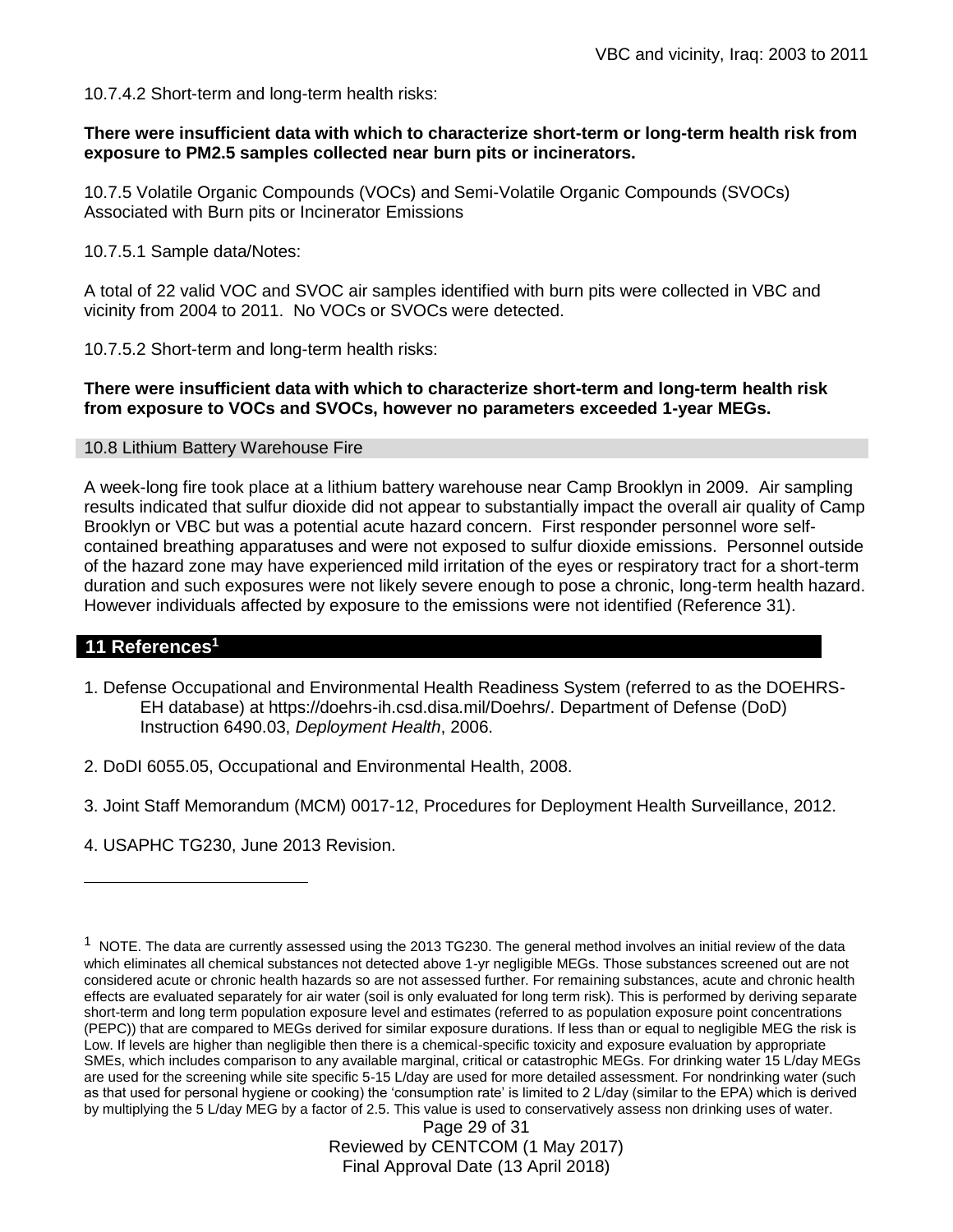10.7.4.2 Short-term and long-term health risks:

**There were insufficient data with which to characterize short-term or long-term health risk from exposure to PM2.5 samples collected near burn pits or incinerators.**

10.7.5 Volatile Organic Compounds (VOCs) and Semi-Volatile Organic Compounds (SVOCs) Associated with Burn pits or Incinerator Emissions

10.7.5.1 Sample data/Notes:

A total of 22 valid VOC and SVOC air samples identified with burn pits were collected in VBC and vicinity from 2004 to 2011. No VOCs or SVOCs were detected.

10.7.5.2 Short-term and long-term health risks:

**There were insufficient data with which to characterize short-term and long-term health risk from exposure to VOCs and SVOCs, however no parameters exceeded 1-year MEGs.**

## 10.8 Lithium Battery Warehouse Fire

A week-long fire took place at a lithium battery warehouse near Camp Brooklyn in 2009. Air sampling results indicated that sulfur dioxide did not appear to substantially impact the overall air quality of Camp Brooklyn or VBC but was a potential acute hazard concern. First responder personnel wore self-contained breathing apparatuses and were not exposed to sulfur dioxide emissions. Personnel outside of the hazard zone may have experienced mild irritation of the eyes or respiratory tract for a short-term duration and such exposures were not likely severe enough to pose a chronic, long-term health hazard. However individuals affected by exposure to the emissions were not identified (Reference 31).

# 11 References[1]

1. Defense Occupational and Environmental Health Readiness System (referred to as the DOEHRS-EH database) at https://doehrs-ih.csd.disa.mil/Doehrs/. Department of Defense (DoD) Instruction 6490.03, *Deployment Health*, 2006.

2. DoDI 6055.05, Occupational and Environmental Health, 2008.

3. Joint Staff Memorandum (MCM) 0017-12, Procedures for Deployment Health Surveillance, 2012.

4. USAPHC TG230, June 2013 Revision.

---

[1] NOTE. The data are currently assessed using the 2013 TG230. The general method involves an initial review of the data which eliminates all chemical substances not detected above 1-yr negligible MEGs. Those substances screened out are not considered acute or chronic health hazards so are not assessed further. For remaining substances, acute and chronic health effects are evaluated separately for air water (soil is only evaluated for long term risk). This is performed by deriving separate short-term and long term population exposure level and estimates (referred to as population exposure point concentrations (PEPC)) that are compared to MEGs derived for similar exposure durations. If less than or equal to negligible MEG the risk is Low. If levels are higher than negligible then there is a chemical-specific toxicity and exposure evaluation by appropriate SMEs, which includes comparison to any available marginal, critical or catastrophic MEGs. For drinking water 15 L/day MEGs are used for the screening while site specific 5-15 L/day are used for more detailed assessment. For nondrinking water (such as that used for personal hygiene or cooking) the 'consumption rate' is limited to 2 L/day (similar to the EPA) which is derived by multiplying the 5 L/day MEG by a factor of 2.5. This value is used to conservatively assess non drinking uses of water.

Reviewed by CENTCOM (1 May 2017)
Final Approval Date (13 April 2018)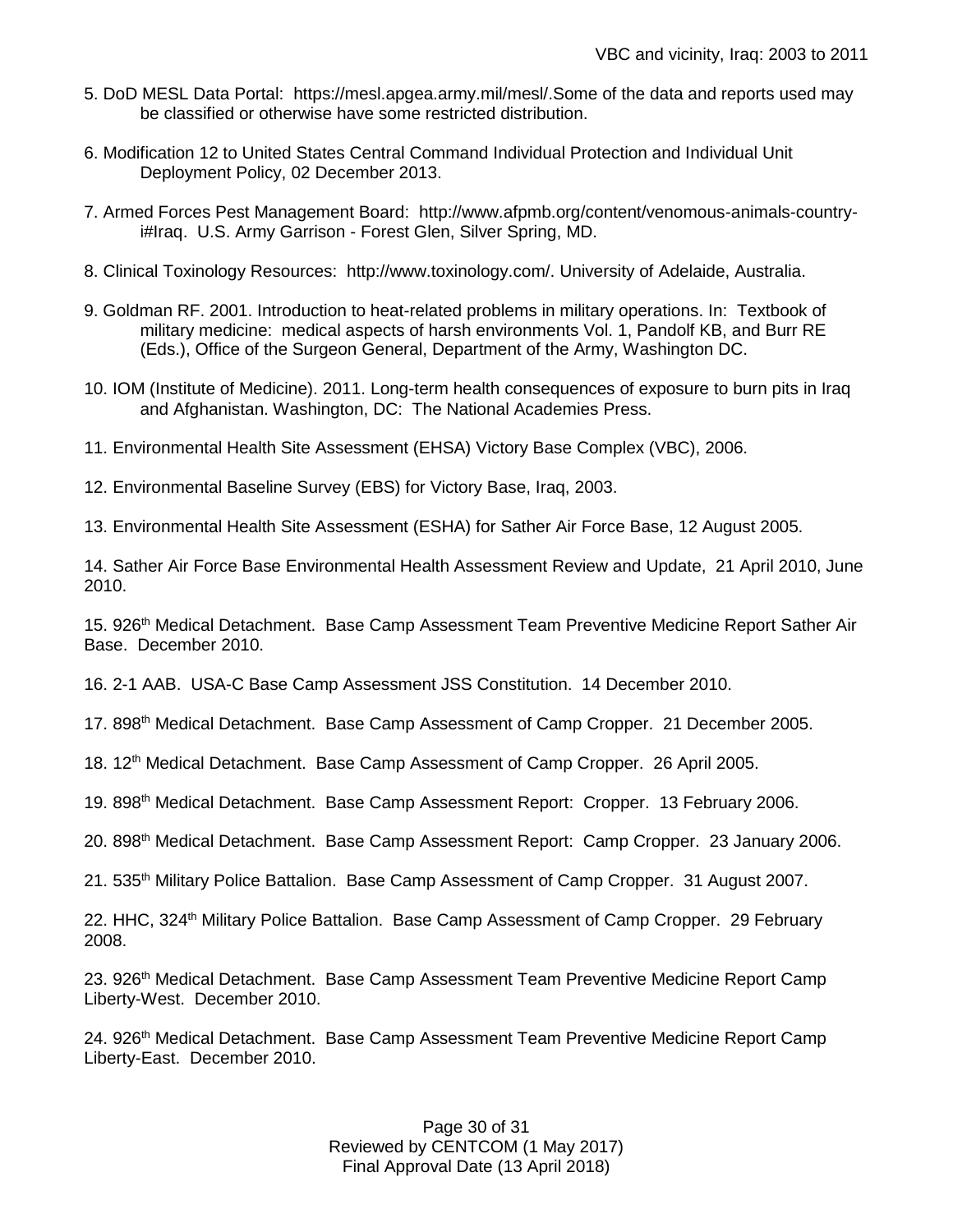5. DoD MESL Data Portal: https://mesl.apgea.army.mil/mesl/.Some of the data and reports used may be classified or otherwise have some restricted distribution.

6. Modification 12 to United States Central Command Individual Protection and Individual Unit Deployment Policy, 02 December 2013.

7. Armed Forces Pest Management Board: http://www.afpmb.org/content/venomous-animals-country-i#Iraq. U.S. Army Garrison - Forest Glen, Silver Spring, MD.

8. Clinical Toxinology Resources: http://www.toxinology.com/. University of Adelaide, Australia.

9. Goldman RF. 2001. Introduction to heat-related problems in military operations. In: Textbook of military medicine: medical aspects of harsh environments Vol. 1, Pandolf KB, and Burr RE (Eds.), Office of the Surgeon General, Department of the Army, Washington DC.

10. IOM (Institute of Medicine). 2011. Long-term health consequences of exposure to burn pits in Iraq and Afghanistan. Washington, DC: The National Academies Press.

11. Environmental Health Site Assessment (EHSA) Victory Base Complex (VBC), 2006.

12. Environmental Baseline Survey (EBS) for Victory Base, Iraq, 2003.

13. Environmental Health Site Assessment (ESHA) for Sather Air Force Base, 12 August 2005.

14. Sather Air Force Base Environmental Health Assessment Review and Update, 21 April 2010, June 2010.

15. 926th Medical Detachment. Base Camp Assessment Team Preventive Medicine Report Sather Air Base. December 2010.

16. 2-1 AAB. USA-C Base Camp Assessment JSS Constitution. 14 December 2010.

17. 898th Medical Detachment. Base Camp Assessment of Camp Cropper. 21 December 2005.

18. 12th Medical Detachment. Base Camp Assessment of Camp Cropper. 26 April 2005.

19. 898th Medical Detachment. Base Camp Assessment Report: Cropper. 13 February 2006.

20. 898th Medical Detachment. Base Camp Assessment Report: Camp Cropper. 23 January 2006.

21. 535th Military Police Battalion. Base Camp Assessment of Camp Cropper. 31 August 2007.

22. HHC, 324th Military Police Battalion. Base Camp Assessment of Camp Cropper. 29 February 2008.

23. 926th Medical Detachment. Base Camp Assessment Team Preventive Medicine Report Camp Liberty-West. December 2010.

24. 926th Medical Detachment. Base Camp Assessment Team Preventive Medicine Report Camp Liberty-East. December 2010.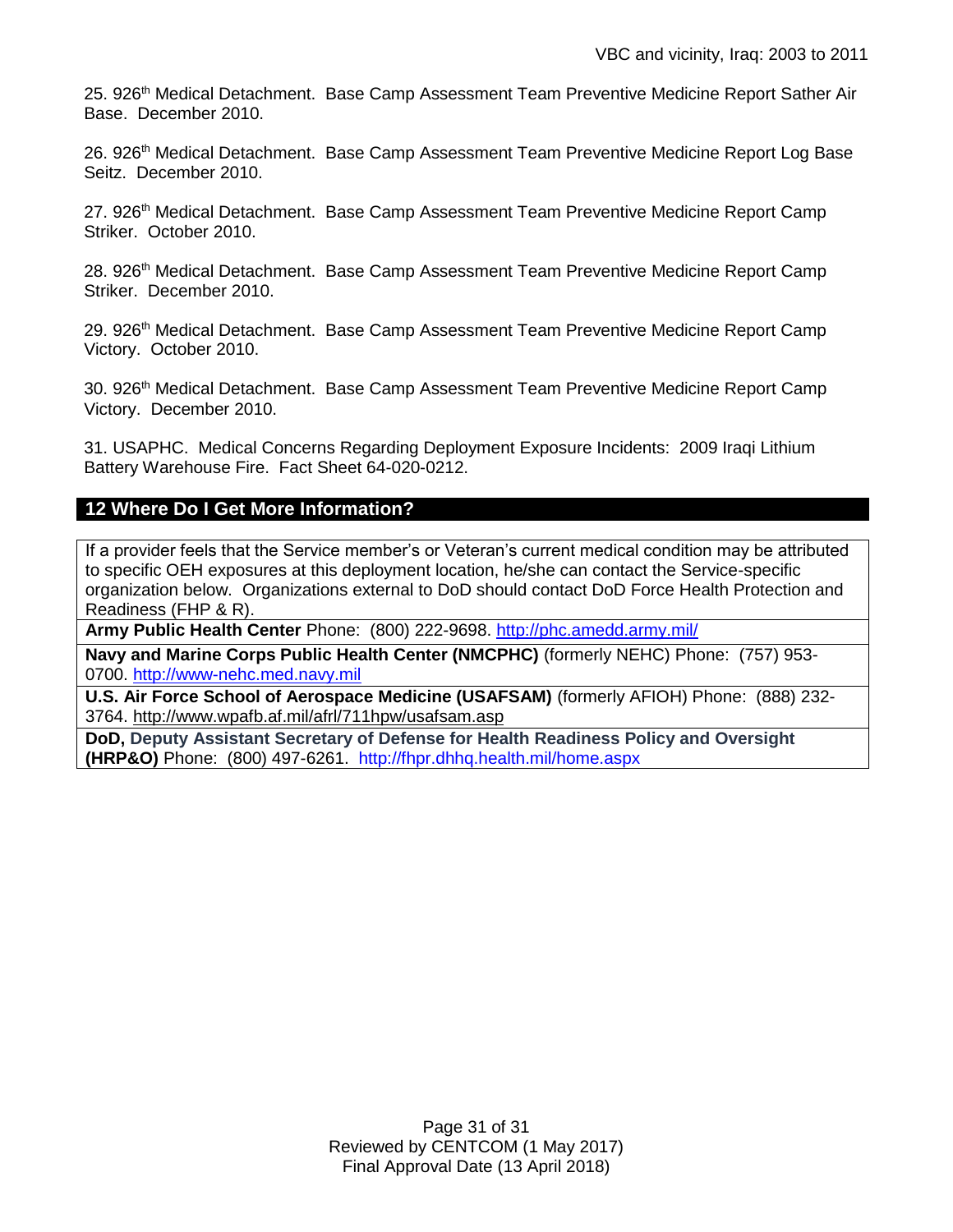25. 926th Medical Detachment. Base Camp Assessment Team Preventive Medicine Report Sather Air Base. December 2010.

26. 926th Medical Detachment. Base Camp Assessment Team Preventive Medicine Report Log Base Seitz. December 2010.

27. 926th Medical Detachment. Base Camp Assessment Team Preventive Medicine Report Camp Striker. October 2010.

28. 926th Medical Detachment. Base Camp Assessment Team Preventive Medicine Report Camp Striker. December 2010.

29. 926th Medical Detachment. Base Camp Assessment Team Preventive Medicine Report Camp Victory. October 2010.

30. 926th Medical Detachment. Base Camp Assessment Team Preventive Medicine Report Camp Victory. December 2010.

31. USAPHC. Medical Concerns Regarding Deployment Exposure Incidents: 2009 Iraqi Lithium Battery Warehouse Fire. Fact Sheet 64-020-0212.

## 12 Where Do I Get More Information?

| |
|---|
| If a provider feels that the Service member's or Veteran's current medical condition may be attributed to specific OEH exposures at this deployment location, he/she can contact the Service-specific organization below. Organizations external to DoD should contact DoD Force Health Protection and Readiness (FHP & R). |
| **Army Public Health Center** Phone: (800) 222-9698. http://phc.amedd.army.mil/ |
| **Navy and Marine Corps Public Health Center (NMCPHC)** (formerly NEHC) Phone: (757) 953-0700. http://www-nehc.med.navy.mil |
| **U.S. Air Force School of Aerospace Medicine (USAFSAM)** (formerly AFIOH) Phone: (888) 232-3764. http://www.wpafb.af.mil/afrl/711hpw/usafsam.asp |
| **DoD, Deputy Assistant Secretary of Defense for Health Readiness Policy and Oversight (HRP&O)** Phone: (800) 497-6261. http://fhpr.dhhq.health.mil/home.aspx |

Reviewed by CENTCOM (1 May 2017)
Final Approval Date (13 April 2018)